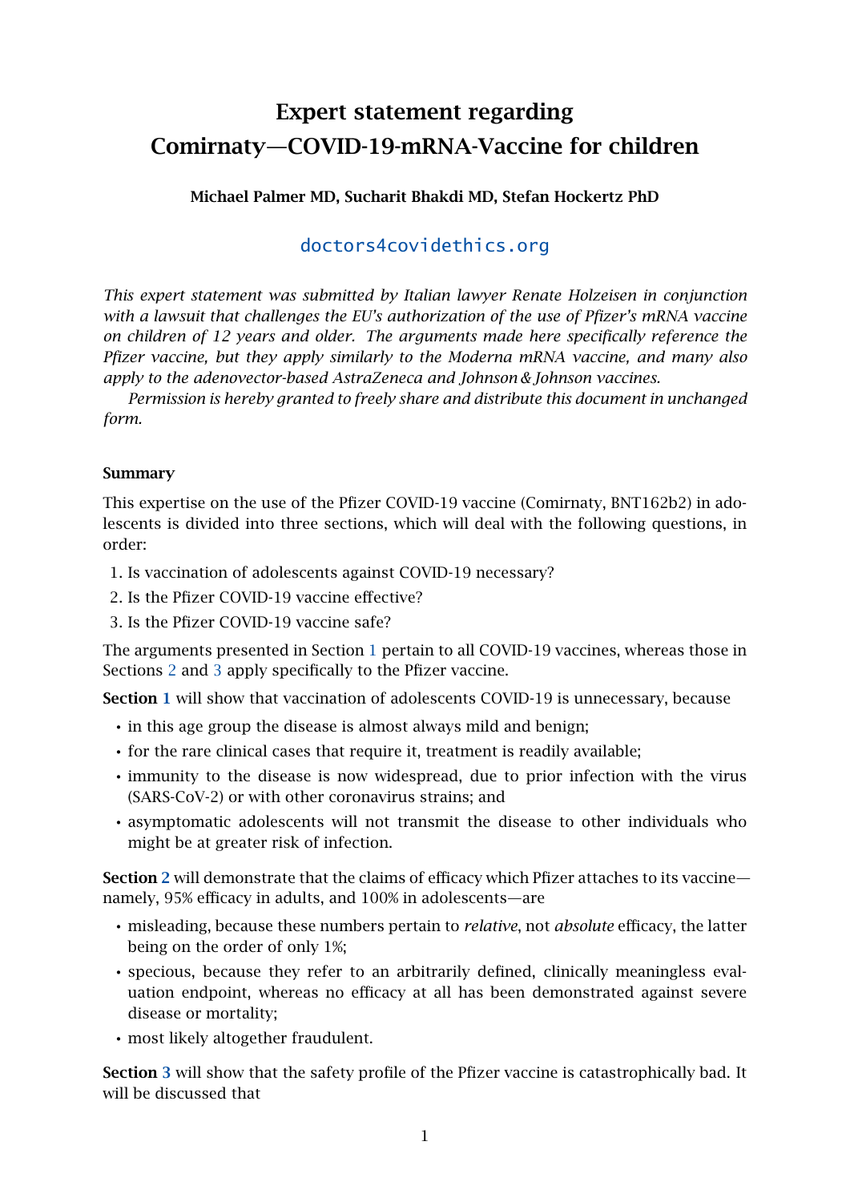# Expert statement regarding Comirnaty—COVID-19-mRNA-Vaccine for children

**Michael Palmer MD, Sucharit Bhakdi MD, Stefan Hockertz PhD**

doctors4covidethics.org

*This expert statement was submitted by Italian lawyer Renate Holzeisen in conjunction with a lawsuit that challenges the EU's authorization of the use of Pfizer's mRNA vaccine on children of 12 years and older. The arguments made here specifically reference the Pfizer vaccine, but they apply similarly to the Moderna mRNA vaccine, and many also apply to the adenovector-based AstraZeneca and Johnson & Johnson vaccines.*

*Permission is hereby granted to freely share and distribute this document in unchanged form.*

### Summary

This expertise on the use of the Pfizer COVID-19 vaccine (Comirnaty, BNT162b2) in adolescents is divided into three sections, which will deal with the following questions, in order:

1. Is vaccination of adolescents against COVID-19 necessary?
2. Is the Pfizer COVID-19 vaccine effective?
3. Is the Pfizer COVID-19 vaccine safe?

The arguments presented in Section 1 pertain to all COVID-19 vaccines, whereas those in Sections 2 and 3 apply specifically to the Pfizer vaccine.

**Section 1** will show that vaccination of adolescents COVID-19 is unnecessary, because

- in this age group the disease is almost always mild and benign;
- for the rare clinical cases that require it, treatment is readily available;
- immunity to the disease is now widespread, due to prior infection with the virus (SARS-CoV-2) or with other coronavirus strains; and
- asymptomatic adolescents will not transmit the disease to other individuals who might be at greater risk of infection.

**Section 2** will demonstrate that the claims of efficacy which Pfizer attaches to its vaccine—namely, 95% efficacy in adults, and 100% in adolescents—are

- misleading, because these numbers pertain to *relative*, not *absolute* efficacy, the latter being on the order of only 1%;
- specious, because they refer to an arbitrarily defined, clinically meaningless evaluation endpoint, whereas no efficacy at all has been demonstrated against severe disease or mortality;
- most likely altogether fraudulent.

**Section 3** will show that the safety profile of the Pfizer vaccine is catastrophically bad. It will be discussed that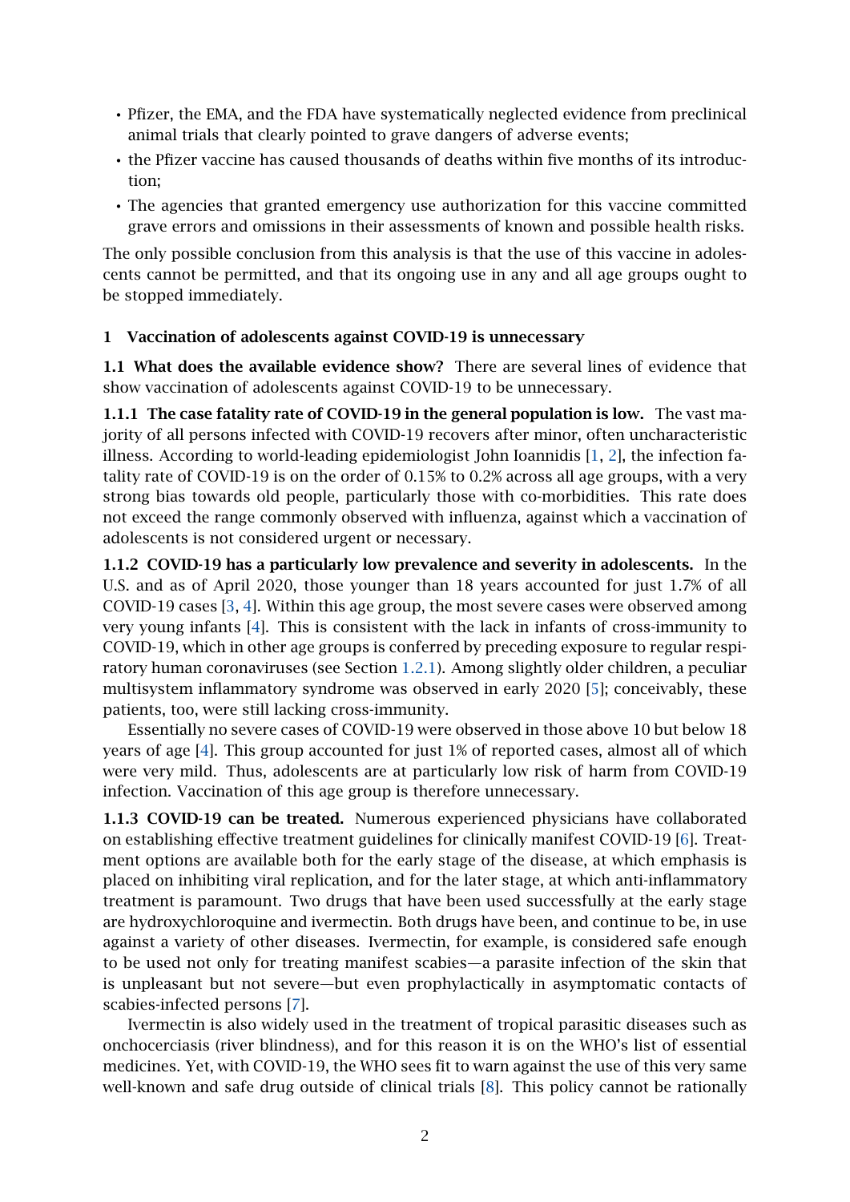- Pfizer, the EMA, and the FDA have systematically neglected evidence from preclinical animal trials that clearly pointed to grave dangers of adverse events;
- the Pfizer vaccine has caused thousands of deaths within five months of its introduction;
- The agencies that granted emergency use authorization for this vaccine committed grave errors and omissions in their assessments of known and possible health risks.

The only possible conclusion from this analysis is that the use of this vaccine in adolescents cannot be permitted, and that its ongoing use in any and all age groups ought to be stopped immediately.

## 1 Vaccination of adolescents against COVID-19 is unnecessary

**1.1 What does the available evidence show?** There are several lines of evidence that show vaccination of adolescents against COVID-19 to be unnecessary.

**1.1.1 The case fatality rate of COVID-19 in the general population is low.** The vast majority of all persons infected with COVID-19 recovers after minor, often uncharacteristic illness. According to world-leading epidemiologist John Ioannidis [1, 2], the infection fatality rate of COVID-19 is on the order of 0.15% to 0.2% across all age groups, with a very strong bias towards old people, particularly those with co-morbidities. This rate does not exceed the range commonly observed with influenza, against which a vaccination of adolescents is not considered urgent or necessary.

**1.1.2 COVID-19 has a particularly low prevalence and severity in adolescents.** In the U.S. and as of April 2020, those younger than 18 years accounted for just 1.7% of all COVID-19 cases [3, 4]. Within this age group, the most severe cases were observed among very young infants [4]. This is consistent with the lack in infants of cross-immunity to COVID-19, which in other age groups is conferred by preceding exposure to regular respiratory human coronaviruses (see Section 1.2.1). Among slightly older children, a peculiar multisystem inflammatory syndrome was observed in early 2020 [5]; conceivably, these patients, too, were still lacking cross-immunity.

Essentially no severe cases of COVID-19 were observed in those above 10 but below 18 years of age [4]. This group accounted for just 1% of reported cases, almost all of which were very mild. Thus, adolescents are at particularly low risk of harm from COVID-19 infection. Vaccination of this age group is therefore unnecessary.

**1.1.3 COVID-19 can be treated.** Numerous experienced physicians have collaborated on establishing effective treatment guidelines for clinically manifest COVID-19 [6]. Treatment options are available both for the early stage of the disease, at which emphasis is placed on inhibiting viral replication, and for the later stage, at which anti-inflammatory treatment is paramount. Two drugs that have been used successfully at the early stage are hydroxychloroquine and ivermectin. Both drugs have been, and continue to be, in use against a variety of other diseases. Ivermectin, for example, is considered safe enough to be used not only for treating manifest scabies—a parasite infection of the skin that is unpleasant but not severe—but even prophylactically in asymptomatic contacts of scabies-infected persons [7].

Ivermectin is also widely used in the treatment of tropical parasitic diseases such as onchocerciasis (river blindness), and for this reason it is on the WHO's list of essential medicines. Yet, with COVID-19, the WHO sees fit to warn against the use of this very same well-known and safe drug outside of clinical trials [8]. This policy cannot be rationally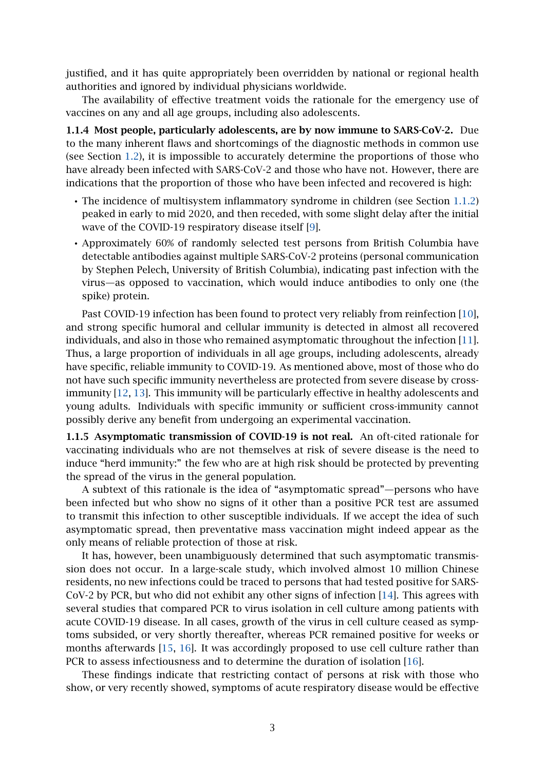justified, and it has quite appropriately been overridden by national or regional health authorities and ignored by individual physicians worldwide.

The availability of effective treatment voids the rationale for the emergency use of vaccines on any and all age groups, including also adolescents.

**1.1.4 Most people, particularly adolescents, are by now immune to SARS-CoV-2.** Due to the many inherent flaws and shortcomings of the diagnostic methods in common use (see Section 1.2), it is impossible to accurately determine the proportions of those who have already been infected with SARS-CoV-2 and those who have not. However, there are indications that the proportion of those who have been infected and recovered is high:

- The incidence of multisystem inflammatory syndrome in children (see Section 1.1.2) peaked in early to mid 2020, and then receded, with some slight delay after the initial wave of the COVID-19 respiratory disease itself [9].
- Approximately 60% of randomly selected test persons from British Columbia have detectable antibodies against multiple SARS-CoV-2 proteins (personal communication by Stephen Pelech, University of British Columbia), indicating past infection with the virus—as opposed to vaccination, which would induce antibodies to only one (the spike) protein.

Past COVID-19 infection has been found to protect very reliably from reinfection [10], and strong specific humoral and cellular immunity is detected in almost all recovered individuals, and also in those who remained asymptomatic throughout the infection [11]. Thus, a large proportion of individuals in all age groups, including adolescents, already have specific, reliable immunity to COVID-19. As mentioned above, most of those who do not have such specific immunity nevertheless are protected from severe disease by cross-immunity [12, 13]. This immunity will be particularly effective in healthy adolescents and young adults. Individuals with specific immunity or sufficient cross-immunity cannot possibly derive any benefit from undergoing an experimental vaccination.

**1.1.5 Asymptomatic transmission of COVID-19 is not real.** An oft-cited rationale for vaccinating individuals who are not themselves at risk of severe disease is the need to induce "herd immunity:" the few who are at high risk should be protected by preventing the spread of the virus in the general population.

A subtext of this rationale is the idea of "asymptomatic spread"—persons who have been infected but who show no signs of it other than a positive PCR test are assumed to transmit this infection to other susceptible individuals. If we accept the idea of such asymptomatic spread, then preventative mass vaccination might indeed appear as the only means of reliable protection of those at risk.

It has, however, been unambiguously determined that such asymptomatic transmission does not occur. In a large-scale study, which involved almost 10 million Chinese residents, no new infections could be traced to persons that had tested positive for SARS-CoV-2 by PCR, but who did not exhibit any other signs of infection [14]. This agrees with several studies that compared PCR to virus isolation in cell culture among patients with acute COVID-19 disease. In all cases, growth of the virus in cell culture ceased as symptoms subsided, or very shortly thereafter, whereas PCR remained positive for weeks or months afterwards [15, 16]. It was accordingly proposed to use cell culture rather than PCR to assess infectiousness and to determine the duration of isolation [16].

These findings indicate that restricting contact of persons at risk with those who show, or very recently showed, symptoms of acute respiratory disease would be effective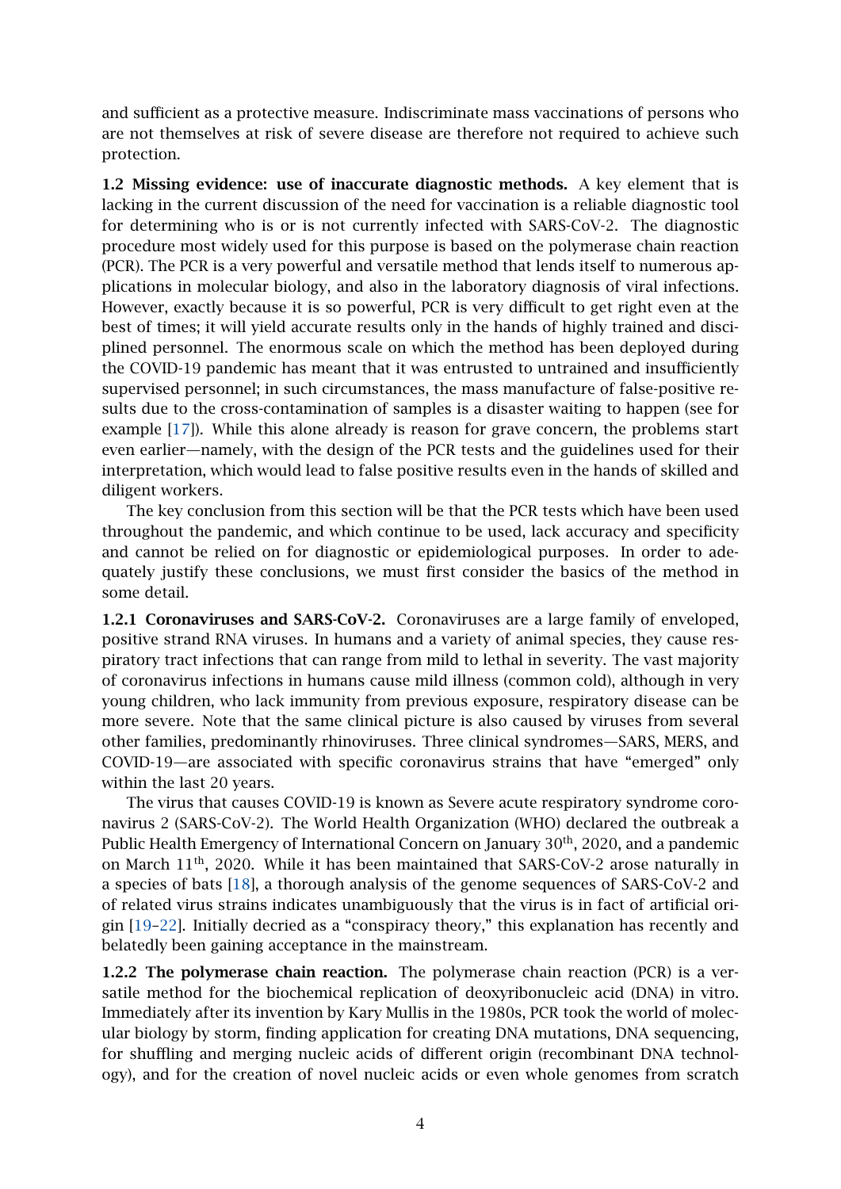and sufficient as a protective measure. Indiscriminate mass vaccinations of persons who are not themselves at risk of severe disease are therefore not required to achieve such protection.

**1.2 Missing evidence: use of inaccurate diagnostic methods.** A key element that is lacking in the current discussion of the need for vaccination is a reliable diagnostic tool for determining who is or is not currently infected with SARS-CoV-2. The diagnostic procedure most widely used for this purpose is based on the polymerase chain reaction (PCR). The PCR is a very powerful and versatile method that lends itself to numerous applications in molecular biology, and also in the laboratory diagnosis of viral infections. However, exactly because it is so powerful, PCR is very difficult to get right even at the best of times; it will yield accurate results only in the hands of highly trained and disciplined personnel. The enormous scale on which the method has been deployed during the COVID-19 pandemic has meant that it was entrusted to untrained and insufficiently supervised personnel; in such circumstances, the mass manufacture of false-positive results due to the cross-contamination of samples is a disaster waiting to happen (see for example [17]). While this alone already is reason for grave concern, the problems start even earlier—namely, with the design of the PCR tests and the guidelines used for their interpretation, which would lead to false positive results even in the hands of skilled and diligent workers.

The key conclusion from this section will be that the PCR tests which have been used throughout the pandemic, and which continue to be used, lack accuracy and specificity and cannot be relied on for diagnostic or epidemiological purposes. In order to adequately justify these conclusions, we must first consider the basics of the method in some detail.

**1.2.1 Coronaviruses and SARS-CoV-2.** Coronaviruses are a large family of enveloped, positive strand RNA viruses. In humans and a variety of animal species, they cause respiratory tract infections that can range from mild to lethal in severity. The vast majority of coronavirus infections in humans cause mild illness (common cold), although in very young children, who lack immunity from previous exposure, respiratory disease can be more severe. Note that the same clinical picture is also caused by viruses from several other families, predominantly rhinoviruses. Three clinical syndromes—SARS, MERS, and COVID-19—are associated with specific coronavirus strains that have "emerged" only within the last 20 years.

The virus that causes COVID-19 is known as Severe acute respiratory syndrome coronavirus 2 (SARS-CoV-2). The World Health Organization (WHO) declared the outbreak a Public Health Emergency of International Concern on January 30th, 2020, and a pandemic on March 11th, 2020. While it has been maintained that SARS-CoV-2 arose naturally in a species of bats [18], a thorough analysis of the genome sequences of SARS-CoV-2 and of related virus strains indicates unambiguously that the virus is in fact of artificial origin [19–22]. Initially decried as a "conspiracy theory," this explanation has recently and belatedly been gaining acceptance in the mainstream.

**1.2.2 The polymerase chain reaction.** The polymerase chain reaction (PCR) is a versatile method for the biochemical replication of deoxyribonucleic acid (DNA) in vitro. Immediately after its invention by Kary Mullis in the 1980s, PCR took the world of molecular biology by storm, finding application for creating DNA mutations, DNA sequencing, for shuffling and merging nucleic acids of different origin (recombinant DNA technology), and for the creation of novel nucleic acids or even whole genomes from scratch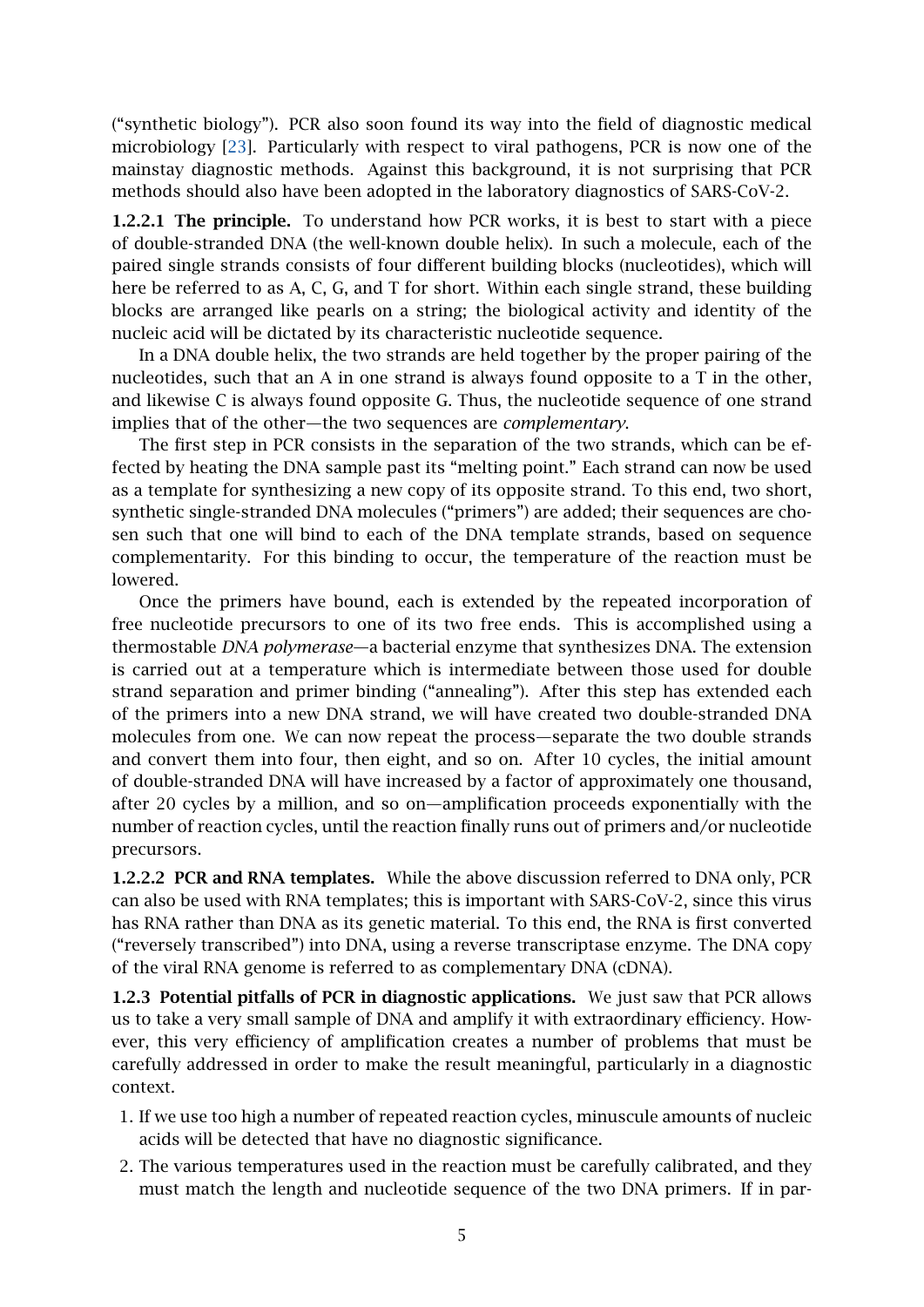("synthetic biology"). PCR also soon found its way into the field of diagnostic medical microbiology [23]. Particularly with respect to viral pathogens, PCR is now one of the mainstay diagnostic methods. Against this background, it is not surprising that PCR methods should also have been adopted in the laboratory diagnostics of SARS-CoV-2.

**1.2.2.1 The principle.** To understand how PCR works, it is best to start with a piece of double-stranded DNA (the well-known double helix). In such a molecule, each of the paired single strands consists of four different building blocks (nucleotides), which will here be referred to as A, C, G, and T for short. Within each single strand, these building blocks are arranged like pearls on a string; the biological activity and identity of the nucleic acid will be dictated by its characteristic nucleotide sequence.

In a DNA double helix, the two strands are held together by the proper pairing of the nucleotides, such that an A in one strand is always found opposite to a T in the other, and likewise C is always found opposite G. Thus, the nucleotide sequence of one strand implies that of the other—the two sequences are *complementary*.

The first step in PCR consists in the separation of the two strands, which can be effected by heating the DNA sample past its "melting point." Each strand can now be used as a template for synthesizing a new copy of its opposite strand. To this end, two short, synthetic single-stranded DNA molecules ("primers") are added; their sequences are chosen such that one will bind to each of the DNA template strands, based on sequence complementarity. For this binding to occur, the temperature of the reaction must be lowered.

Once the primers have bound, each is extended by the repeated incorporation of free nucleotide precursors to one of its two free ends. This is accomplished using a thermostable *DNA polymerase*—a bacterial enzyme that synthesizes DNA. The extension is carried out at a temperature which is intermediate between those used for double strand separation and primer binding ("annealing"). After this step has extended each of the primers into a new DNA strand, we will have created two double-stranded DNA molecules from one. We can now repeat the process—separate the two double strands and convert them into four, then eight, and so on. After 10 cycles, the initial amount of double-stranded DNA will have increased by a factor of approximately one thousand, after 20 cycles by a million, and so on—amplification proceeds exponentially with the number of reaction cycles, until the reaction finally runs out of primers and/or nucleotide precursors.

**1.2.2.2 PCR and RNA templates.** While the above discussion referred to DNA only, PCR can also be used with RNA templates; this is important with SARS-CoV-2, since this virus has RNA rather than DNA as its genetic material. To this end, the RNA is first converted ("reversely transcribed") into DNA, using a reverse transcriptase enzyme. The DNA copy of the viral RNA genome is referred to as complementary DNA (cDNA).

**1.2.3 Potential pitfalls of PCR in diagnostic applications.** We just saw that PCR allows us to take a very small sample of DNA and amplify it with extraordinary efficiency. However, this very efficiency of amplification creates a number of problems that must be carefully addressed in order to make the result meaningful, particularly in a diagnostic context.

1. If we use too high a number of repeated reaction cycles, minuscule amounts of nucleic acids will be detected that have no diagnostic significance.
2. The various temperatures used in the reaction must be carefully calibrated, and they must match the length and nucleotide sequence of the two DNA primers. If in par-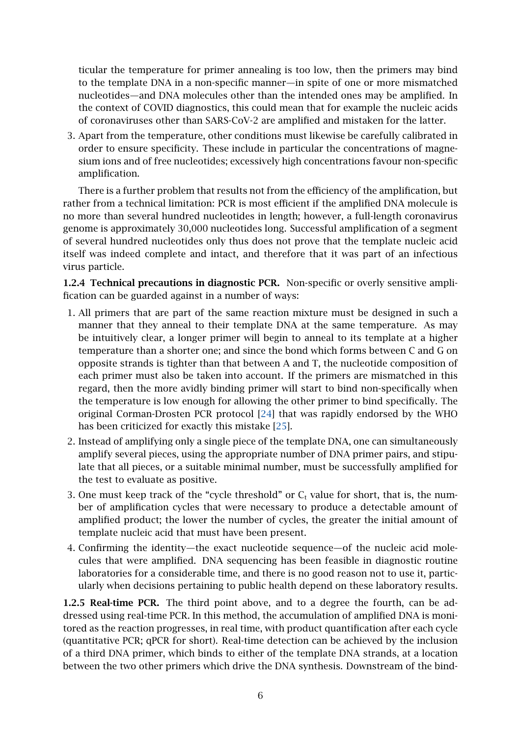ticular the temperature for primer annealing is too low, then the primers may bind to the template DNA in a non-specific manner—in spite of one or more mismatched nucleotides—and DNA molecules other than the intended ones may be amplified. In the context of COVID diagnostics, this could mean that for example the nucleic acids of coronaviruses other than SARS-CoV-2 are amplified and mistaken for the latter.

3. Apart from the temperature, other conditions must likewise be carefully calibrated in order to ensure specificity. These include in particular the concentrations of magnesium ions and of free nucleotides; excessively high concentrations favour non-specific amplification.

There is a further problem that results not from the efficiency of the amplification, but rather from a technical limitation: PCR is most efficient if the amplified DNA molecule is no more than several hundred nucleotides in length; however, a full-length coronavirus genome is approximately 30,000 nucleotides long. Successful amplification of a segment of several hundred nucleotides only thus does not prove that the template nucleic acid itself was indeed complete and intact, and therefore that it was part of an infectious virus particle.

**1.2.4 Technical precautions in diagnostic PCR.** Non-specific or overly sensitive amplification can be guarded against in a number of ways:

1. All primers that are part of the same reaction mixture must be designed in such a manner that they anneal to their template DNA at the same temperature. As may be intuitively clear, a longer primer will begin to anneal to its template at a higher temperature than a shorter one; and since the bond which forms between C and G on opposite strands is tighter than that between A and T, the nucleotide composition of each primer must also be taken into account. If the primers are mismatched in this regard, then the more avidly binding primer will start to bind non-specifically when the temperature is low enough for allowing the other primer to bind specifically. The original Corman-Drosten PCR protocol [24] that was rapidly endorsed by the WHO has been criticized for exactly this mistake [25].
2. Instead of amplifying only a single piece of the template DNA, one can simultaneously amplify several pieces, using the appropriate number of DNA primer pairs, and stipulate that all pieces, or a suitable minimal number, must be successfully amplified for the test to evaluate as positive.
3. One must keep track of the "cycle threshold" or $C_t$ value for short, that is, the number of amplification cycles that were necessary to produce a detectable amount of amplified product; the lower the number of cycles, the greater the initial amount of template nucleic acid that must have been present.
4. Confirming the identity—the exact nucleotide sequence—of the nucleic acid molecules that were amplified. DNA sequencing has been feasible in diagnostic routine laboratories for a considerable time, and there is no good reason not to use it, particularly when decisions pertaining to public health depend on these laboratory results.

**1.2.5 Real-time PCR.** The third point above, and to a degree the fourth, can be addressed using real-time PCR. In this method, the accumulation of amplified DNA is monitored as the reaction progresses, in real time, with product quantification after each cycle (quantitative PCR; qPCR for short). Real-time detection can be achieved by the inclusion of a third DNA primer, which binds to either of the template DNA strands, at a location between the two other primers which drive the DNA synthesis. Downstream of the bind-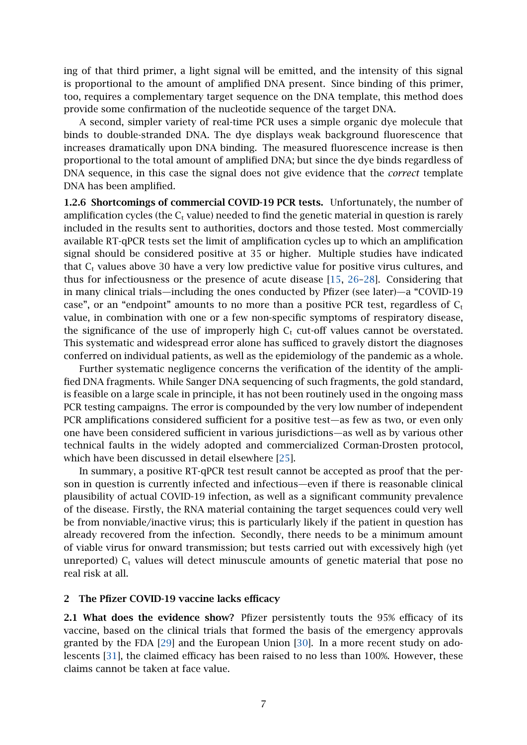ing of that third primer, a light signal will be emitted, and the intensity of this signal is proportional to the amount of amplified DNA present. Since binding of this primer, too, requires a complementary target sequence on the DNA template, this method does provide some confirmation of the nucleotide sequence of the target DNA.

A second, simpler variety of real-time PCR uses a simple organic dye molecule that binds to double-stranded DNA. The dye displays weak background fluorescence that increases dramatically upon DNA binding. The measured fluorescence increase is then proportional to the total amount of amplified DNA; but since the dye binds regardless of DNA sequence, in this case the signal does not give evidence that the *correct* template DNA has been amplified.

**1.2.6 Shortcomings of commercial COVID-19 PCR tests.** Unfortunately, the number of amplification cycles (the $C_t$ value) needed to find the genetic material in question is rarely included in the results sent to authorities, doctors and those tested. Most commercially available RT-qPCR tests set the limit of amplification cycles up to which an amplification signal should be considered positive at 35 or higher. Multiple studies have indicated that $C_t$ values above 30 have a very low predictive value for positive virus cultures, and thus for infectiousness or the presence of acute disease [15, 26–28]. Considering that in many clinical trials—including the ones conducted by Pfizer (see later)—a "COVID-19 case", or an "endpoint" amounts to no more than a positive PCR test, regardless of $C_t$ value, in combination with one or a few non-specific symptoms of respiratory disease, the significance of the use of improperly high $C_t$ cut-off values cannot be overstated. This systematic and widespread error alone has sufficed to gravely distort the diagnoses conferred on individual patients, as well as the epidemiology of the pandemic as a whole.

Further systematic negligence concerns the verification of the identity of the amplified DNA fragments. While Sanger DNA sequencing of such fragments, the gold standard, is feasible on a large scale in principle, it has not been routinely used in the ongoing mass PCR testing campaigns. The error is compounded by the very low number of independent PCR amplifications considered sufficient for a positive test—as few as two, or even only one have been considered sufficient in various jurisdictions—as well as by various other technical faults in the widely adopted and commercialized Corman-Drosten protocol, which have been discussed in detail elsewhere [25].

In summary, a positive RT-qPCR test result cannot be accepted as proof that the person in question is currently infected and infectious—even if there is reasonable clinical plausibility of actual COVID-19 infection, as well as a significant community prevalence of the disease. Firstly, the RNA material containing the target sequences could very well be from nonviable/inactive virus; this is particularly likely if the patient in question has already recovered from the infection. Secondly, there needs to be a minimum amount of viable virus for onward transmission; but tests carried out with excessively high (yet unreported) $C_t$ values will detect minuscule amounts of genetic material that pose no real risk at all.

## 2 The Pfizer COVID-19 vaccine lacks efficacy

**2.1 What does the evidence show?** Pfizer persistently touts the 95% efficacy of its vaccine, based on the clinical trials that formed the basis of the emergency approvals granted by the FDA [29] and the European Union [30]. In a more recent study on adolescents [31], the claimed efficacy has been raised to no less than 100%. However, these claims cannot be taken at face value.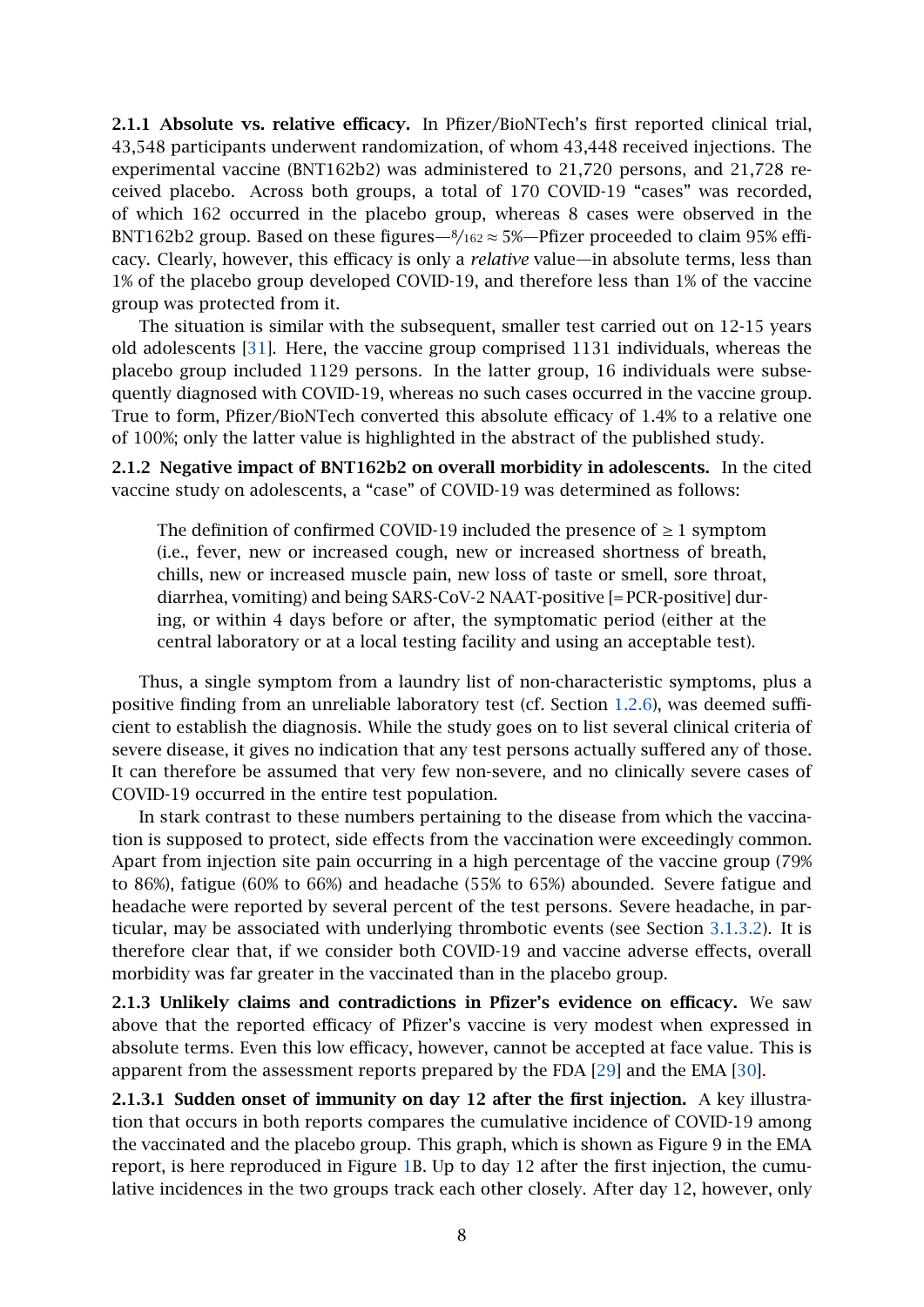**2.1.1 Absolute vs. relative efficacy.** In Pfizer/BioNTech's first reported clinical trial, 43,548 participants underwent randomization, of whom 43,448 received injections. The experimental vaccine (BNT162b2) was administered to 21,720 persons, and 21,728 received placebo. Across both groups, a total of 170 COVID-19 "cases" was recorded, of which 162 occurred in the placebo group, whereas 8 cases were observed in the BNT162b2 group. Based on these figures—$8/162 \approx 5\%$—Pfizer proceeded to claim 95% efficacy. Clearly, however, this efficacy is only a *relative* value—in absolute terms, less than 1% of the placebo group developed COVID-19, and therefore less than 1% of the vaccine group was protected from it.

The situation is similar with the subsequent, smaller test carried out on 12-15 years old adolescents [31]. Here, the vaccine group comprised 1131 individuals, whereas the placebo group included 1129 persons. In the latter group, 16 individuals were subsequently diagnosed with COVID-19, whereas no such cases occurred in the vaccine group. True to form, Pfizer/BioNTech converted this absolute efficacy of 1.4% to a relative one of 100%; only the latter value is highlighted in the abstract of the published study.

**2.1.2 Negative impact of BNT162b2 on overall morbidity in adolescents.** In the cited vaccine study on adolescents, a "case" of COVID-19 was determined as follows:

> The definition of confirmed COVID-19 included the presence of $\geq 1$ symptom (i.e., fever, new or increased cough, new or increased shortness of breath, chills, new or increased muscle pain, new loss of taste or smell, sore throat, diarrhea, vomiting) and being SARS-CoV-2 NAAT-positive [= PCR-positive] during, or within 4 days before or after, the symptomatic period (either at the central laboratory or at a local testing facility and using an acceptable test).

Thus, a single symptom from a laundry list of non-characteristic symptoms, plus a positive finding from an unreliable laboratory test (cf. Section 1.2.6), was deemed sufficient to establish the diagnosis. While the study goes on to list several clinical criteria of severe disease, it gives no indication that any test persons actually suffered any of those. It can therefore be assumed that very few non-severe, and no clinically severe cases of COVID-19 occurred in the entire test population.

In stark contrast to these numbers pertaining to the disease from which the vaccination is supposed to protect, side effects from the vaccination were exceedingly common. Apart from injection site pain occurring in a high percentage of the vaccine group (79% to 86%), fatigue (60% to 66%) and headache (55% to 65%) abounded. Severe fatigue and headache were reported by several percent of the test persons. Severe headache, in particular, may be associated with underlying thrombotic events (see Section 3.1.3.2). It is therefore clear that, if we consider both COVID-19 and vaccine adverse effects, overall morbidity was far greater in the vaccinated than in the placebo group.

**2.1.3 Unlikely claims and contradictions in Pfizer's evidence on efficacy.** We saw above that the reported efficacy of Pfizer's vaccine is very modest when expressed in absolute terms. Even this low efficacy, however, cannot be accepted at face value. This is apparent from the assessment reports prepared by the FDA [29] and the EMA [30].

**2.1.3.1 Sudden onset of immunity on day 12 after the first injection.** A key illustration that occurs in both reports compares the cumulative incidence of COVID-19 among the vaccinated and the placebo group. This graph, which is shown as Figure 9 in the EMA report, is here reproduced in Figure 1B. Up to day 12 after the first injection, the cumulative incidences in the two groups track each other closely. After day 12, however, only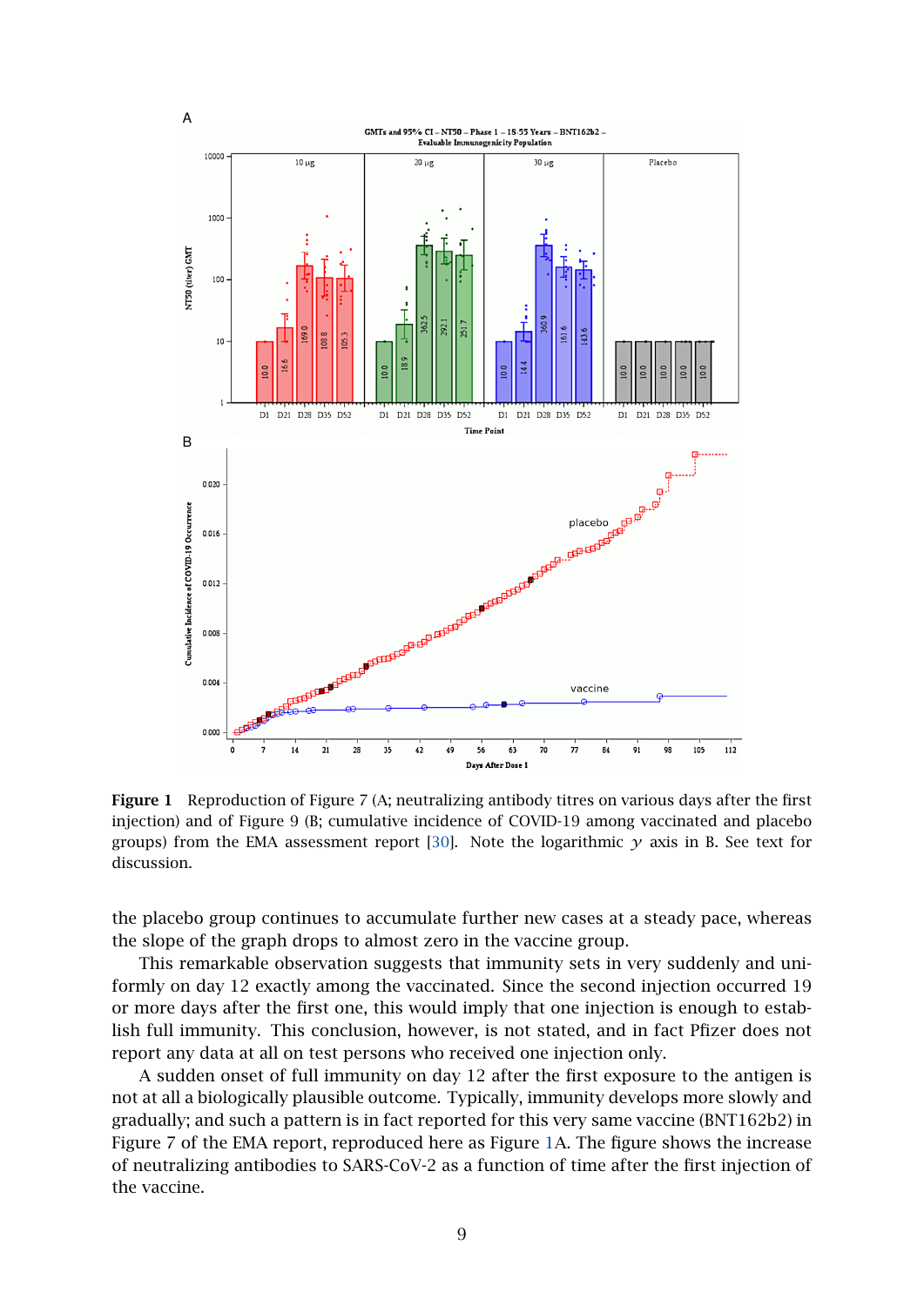**Figure 1** Reproduction of Figure 7 (A; neutralizing antibody titres on various days after the first injection) and of Figure 9 (B; cumulative incidence of COVID-19 among vaccinated and placebo groups) from the EMA assessment report [30]. Note the logarithmic $y$ axis in B. See text for discussion.

the placebo group continues to accumulate further new cases at a steady pace, whereas the slope of the graph drops to almost zero in the vaccine group.

This remarkable observation suggests that immunity sets in very suddenly and uniformly on day 12 exactly among the vaccinated. Since the second injection occurred 19 or more days after the first one, this would imply that one injection is enough to establish full immunity. This conclusion, however, is not stated, and in fact Pfizer does not report any data at all on test persons who received one injection only.

A sudden onset of full immunity on day 12 after the first exposure to the antigen is not at all a biologically plausible outcome. Typically, immunity develops more slowly and gradually; and such a pattern is in fact reported for this very same vaccine (BNT162b2) in Figure 7 of the EMA report, reproduced here as Figure 1A. The figure shows the increase of neutralizing antibodies to SARS-CoV-2 as a function of time after the first injection of the vaccine.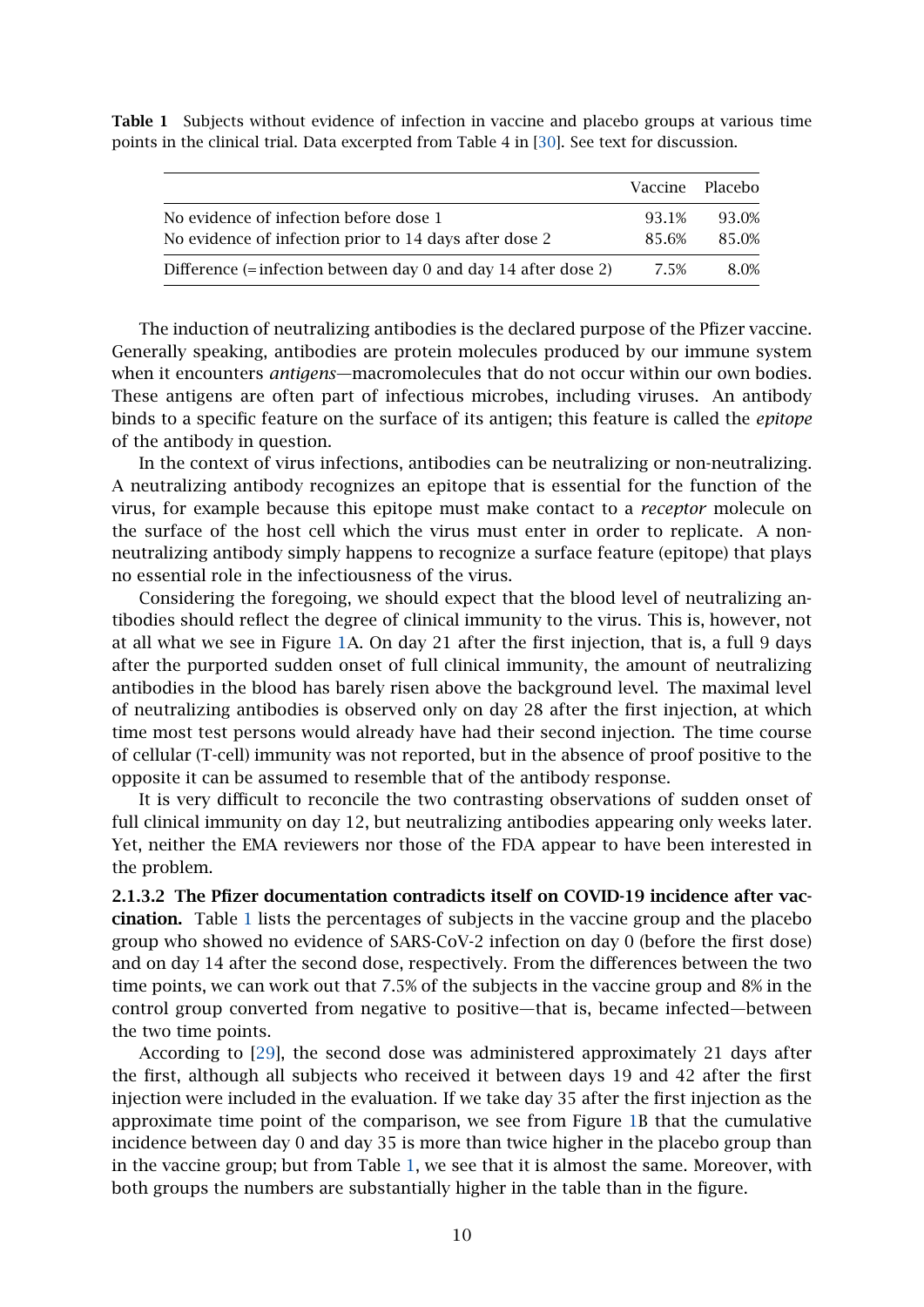**Table 1** Subjects without evidence of infection in vaccine and placebo groups at various time points in the clinical trial. Data excerpted from Table 4 in [30]. See text for discussion.

| | Vaccine | Placebo |
|---|---|---|
| No evidence of infection before dose 1 | 93.1% | 93.0% |
| No evidence of infection prior to 14 days after dose 2 | 85.6% | 85.0% |
| Difference (= infection between day 0 and day 14 after dose 2) | 7.5% | 8.0% |

The induction of neutralizing antibodies is the declared purpose of the Pfizer vaccine. Generally speaking, antibodies are protein molecules produced by our immune system when it encounters *antigens*—macromolecules that do not occur within our own bodies. These antigens are often part of infectious microbes, including viruses. An antibody binds to a specific feature on the surface of its antigen; this feature is called the *epitope* of the antibody in question.

In the context of virus infections, antibodies can be neutralizing or non-neutralizing. A neutralizing antibody recognizes an epitope that is essential for the function of the virus, for example because this epitope must make contact to a *receptor* molecule on the surface of the host cell which the virus must enter in order to replicate. A non-neutralizing antibody simply happens to recognize a surface feature (epitope) that plays no essential role in the infectiousness of the virus.

Considering the foregoing, we should expect that the blood level of neutralizing antibodies should reflect the degree of clinical immunity to the virus. This is, however, not at all what we see in Figure 1A. On day 21 after the first injection, that is, a full 9 days after the purported sudden onset of full clinical immunity, the amount of neutralizing antibodies in the blood has barely risen above the background level. The maximal level of neutralizing antibodies is observed only on day 28 after the first injection, at which time most test persons would already have had their second injection. The time course of cellular (T-cell) immunity was not reported, but in the absence of proof positive to the opposite it can be assumed to resemble that of the antibody response.

It is very difficult to reconcile the two contrasting observations of sudden onset of full clinical immunity on day 12, but neutralizing antibodies appearing only weeks later. Yet, neither the EMA reviewers nor those of the FDA appear to have been interested in the problem.

**2.1.3.2 The Pfizer documentation contradicts itself on COVID-19 incidence after vaccination.** Table 1 lists the percentages of subjects in the vaccine group and the placebo group who showed no evidence of SARS-CoV-2 infection on day 0 (before the first dose) and on day 14 after the second dose, respectively. From the differences between the two time points, we can work out that 7.5% of the subjects in the vaccine group and 8% in the control group converted from negative to positive—that is, became infected—between the two time points.

According to [29], the second dose was administered approximately 21 days after the first, although all subjects who received it between days 19 and 42 after the first injection were included in the evaluation. If we take day 35 after the first injection as the approximate time point of the comparison, we see from Figure 1B that the cumulative incidence between day 0 and day 35 is more than twice higher in the placebo group than in the vaccine group; but from Table 1, we see that it is almost the same. Moreover, with both groups the numbers are substantially higher in the table than in the figure.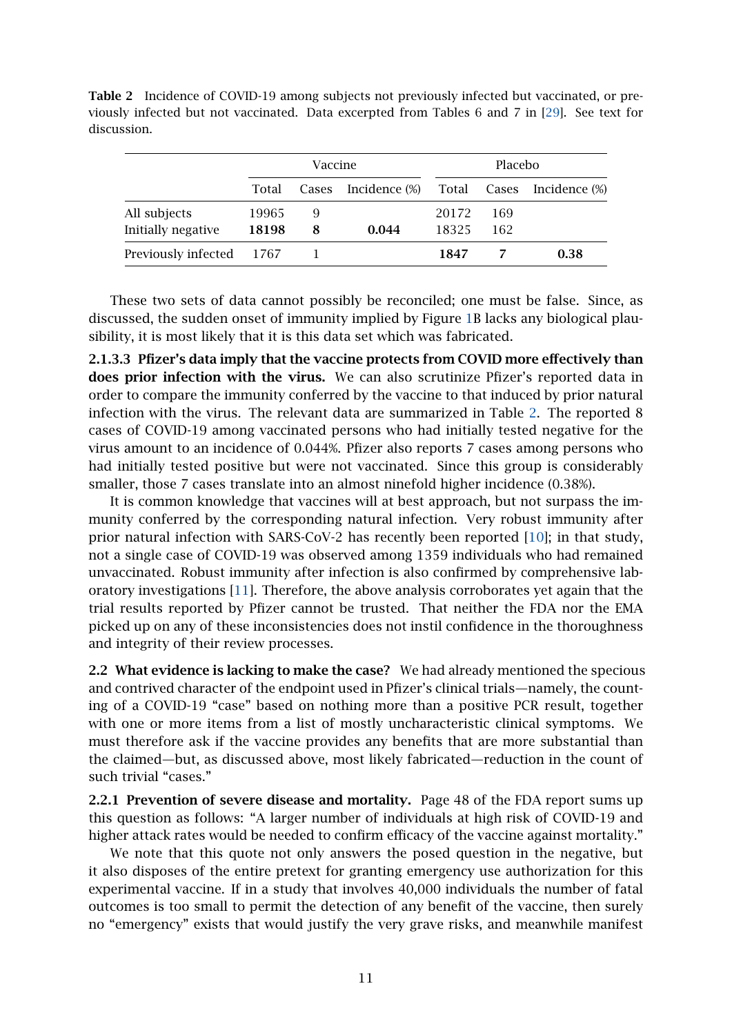**Table 2** Incidence of COVID-19 among subjects not previously infected but vaccinated, or previously infected but not vaccinated. Data excerpted from Tables 6 and 7 in [29]. See text for discussion.

| | Vaccine | | | Placebo | | |
|---|---|---|---|---|---|---|
| | Total | Cases | Incidence (%) | Total | Cases | Incidence (%) |
| All subjects | 19965 | 9 | | 20172 | 169 | |
| Initially negative | **18198** | **8** | **0.044** | 18325 | 162 | |
| Previously infected | 1767 | 1 | | **1847** | **7** | **0.38** |

These two sets of data cannot possibly be reconciled; one must be false. Since, as discussed, the sudden onset of immunity implied by Figure 1B lacks any biological plausibility, it is most likely that it is this data set which was fabricated.

**2.1.3.3 Pfizer's data imply that the vaccine protects from COVID more effectively than does prior infection with the virus.** We can also scrutinize Pfizer's reported data in order to compare the immunity conferred by the vaccine to that induced by prior natural infection with the virus. The relevant data are summarized in Table 2. The reported 8 cases of COVID-19 among vaccinated persons who had initially tested negative for the virus amount to an incidence of 0.044%. Pfizer also reports 7 cases among persons who had initially tested positive but were not vaccinated. Since this group is considerably smaller, those 7 cases translate into an almost ninefold higher incidence (0.38%).

It is common knowledge that vaccines will at best approach, but not surpass the immunity conferred by the corresponding natural infection. Very robust immunity after prior natural infection with SARS-CoV-2 has recently been reported [10]; in that study, not a single case of COVID-19 was observed among 1359 individuals who had remained unvaccinated. Robust immunity after infection is also confirmed by comprehensive laboratory investigations [11]. Therefore, the above analysis corroborates yet again that the trial results reported by Pfizer cannot be trusted. That neither the FDA nor the EMA picked up on any of these inconsistencies does not instil confidence in the thoroughness and integrity of their review processes.

**2.2 What evidence is lacking to make the case?** We had already mentioned the specious and contrived character of the endpoint used in Pfizer's clinical trials—namely, the counting of a COVID-19 "case" based on nothing more than a positive PCR result, together with one or more items from a list of mostly uncharacteristic clinical symptoms. We must therefore ask if the vaccine provides any benefits that are more substantial than the claimed—but, as discussed above, most likely fabricated—reduction in the count of such trivial "cases."

**2.2.1 Prevention of severe disease and mortality.** Page 48 of the FDA report sums up this question as follows: "A larger number of individuals at high risk of COVID-19 and higher attack rates would be needed to confirm efficacy of the vaccine against mortality."

We note that this quote not only answers the posed question in the negative, but it also disposes of the entire pretext for granting emergency use authorization for this experimental vaccine. If in a study that involves 40,000 individuals the number of fatal outcomes is too small to permit the detection of any benefit of the vaccine, then surely no "emergency" exists that would justify the very grave risks, and meanwhile manifest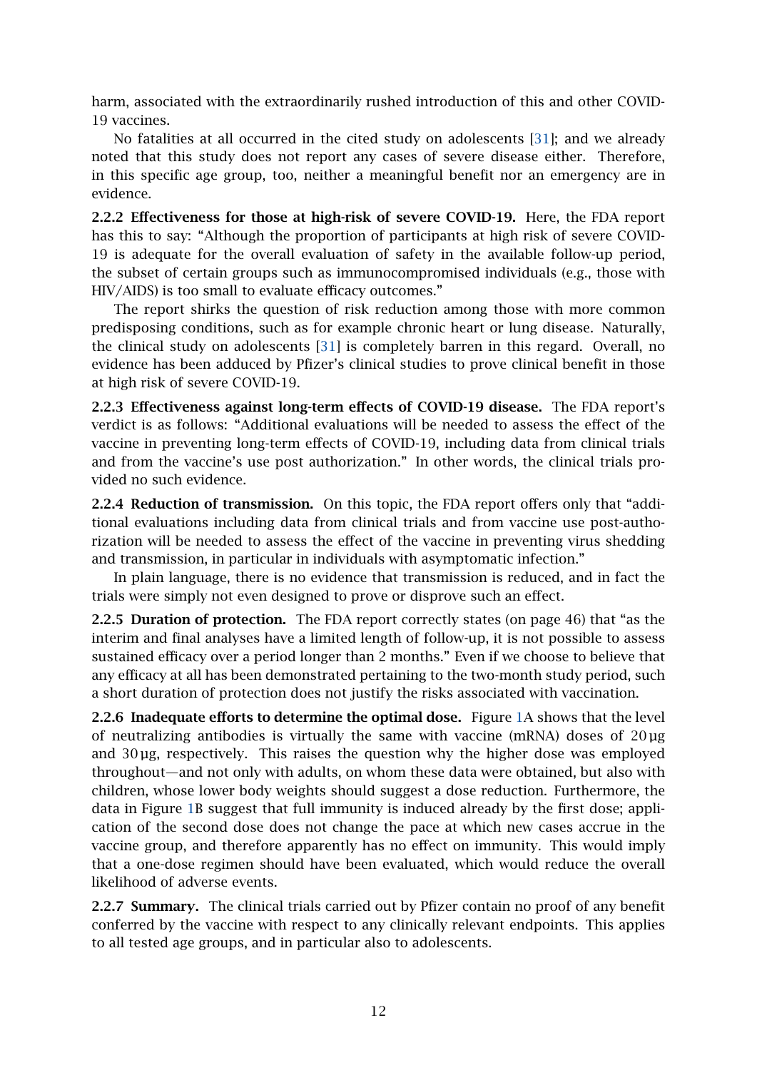harm, associated with the extraordinarily rushed introduction of this and other COVID-19 vaccines.

No fatalities at all occurred in the cited study on adolescents [31]; and we already noted that this study does not report any cases of severe disease either. Therefore, in this specific age group, too, neither a meaningful benefit nor an emergency are in evidence.

**2.2.2 Effectiveness for those at high-risk of severe COVID-19.** Here, the FDA report has this to say: "Although the proportion of participants at high risk of severe COVID-19 is adequate for the overall evaluation of safety in the available follow-up period, the subset of certain groups such as immunocompromised individuals (e.g., those with HIV/AIDS) is too small to evaluate efficacy outcomes."

The report shirks the question of risk reduction among those with more common predisposing conditions, such as for example chronic heart or lung disease. Naturally, the clinical study on adolescents [31] is completely barren in this regard. Overall, no evidence has been adduced by Pfizer's clinical studies to prove clinical benefit in those at high risk of severe COVID-19.

**2.2.3 Effectiveness against long-term effects of COVID-19 disease.** The FDA report's verdict is as follows: "Additional evaluations will be needed to assess the effect of the vaccine in preventing long-term effects of COVID-19, including data from clinical trials and from the vaccine's use post authorization." In other words, the clinical trials provided no such evidence.

**2.2.4 Reduction of transmission.** On this topic, the FDA report offers only that "additional evaluations including data from clinical trials and from vaccine use post-authorization will be needed to assess the effect of the vaccine in preventing virus shedding and transmission, in particular in individuals with asymptomatic infection."

In plain language, there is no evidence that transmission is reduced, and in fact the trials were simply not even designed to prove or disprove such an effect.

**2.2.5 Duration of protection.** The FDA report correctly states (on page 46) that "as the interim and final analyses have a limited length of follow-up, it is not possible to assess sustained efficacy over a period longer than 2 months." Even if we choose to believe that any efficacy at all has been demonstrated pertaining to the two-month study period, such a short duration of protection does not justify the risks associated with vaccination.

**2.2.6 Inadequate efforts to determine the optimal dose.** Figure 1A shows that the level of neutralizing antibodies is virtually the same with vaccine (mRNA) doses of 20 µg and 30 µg, respectively. This raises the question why the higher dose was employed throughout—and not only with adults, on whom these data were obtained, but also with children, whose lower body weights should suggest a dose reduction. Furthermore, the data in Figure 1B suggest that full immunity is induced already by the first dose; application of the second dose does not change the pace at which new cases accrue in the vaccine group, and therefore apparently has no effect on immunity. This would imply that a one-dose regimen should have been evaluated, which would reduce the overall likelihood of adverse events.

**2.2.7 Summary.** The clinical trials carried out by Pfizer contain no proof of any benefit conferred by the vaccine with respect to any clinically relevant endpoints. This applies to all tested age groups, and in particular also to adolescents.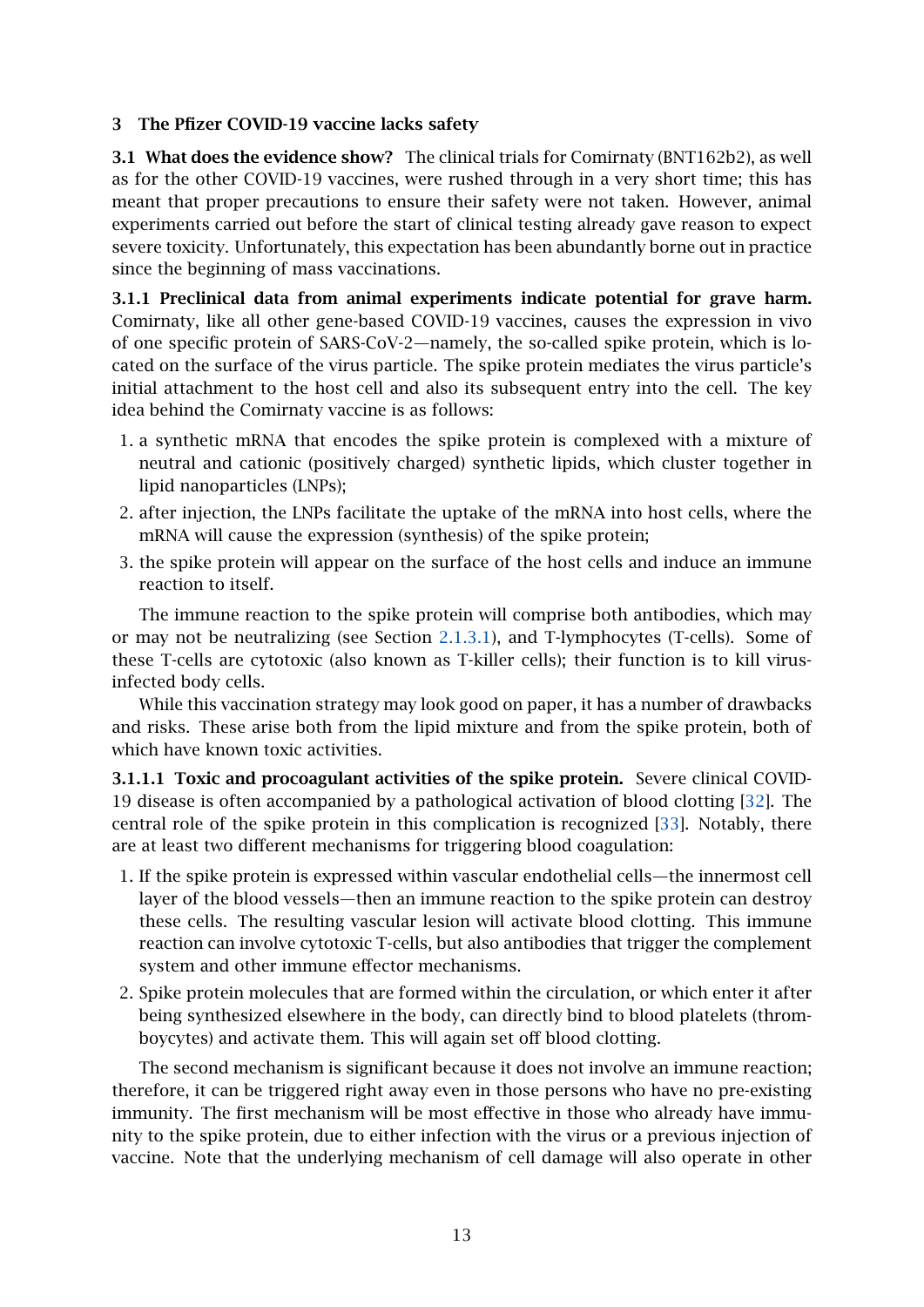# 3 The Pfizer COVID-19 vaccine lacks safety

**3.1 What does the evidence show?** The clinical trials for Comirnaty (BNT162b2), as well as for the other COVID-19 vaccines, were rushed through in a very short time; this has meant that proper precautions to ensure their safety were not taken. However, animal experiments carried out before the start of clinical testing already gave reason to expect severe toxicity. Unfortunately, this expectation has been abundantly borne out in practice since the beginning of mass vaccinations.

**3.1.1 Preclinical data from animal experiments indicate potential for grave harm.** Comirnaty, like all other gene-based COVID-19 vaccines, causes the expression in vivo of one specific protein of SARS-CoV-2—namely, the so-called spike protein, which is located on the surface of the virus particle. The spike protein mediates the virus particle's initial attachment to the host cell and also its subsequent entry into the cell. The key idea behind the Comirnaty vaccine is as follows:

1. a synthetic mRNA that encodes the spike protein is complexed with a mixture of neutral and cationic (positively charged) synthetic lipids, which cluster together in lipid nanoparticles (LNPs);
2. after injection, the LNPs facilitate the uptake of the mRNA into host cells, where the mRNA will cause the expression (synthesis) of the spike protein;
3. the spike protein will appear on the surface of the host cells and induce an immune reaction to itself.

The immune reaction to the spike protein will comprise both antibodies, which may or may not be neutralizing (see Section 2.1.3.1), and T-lymphocytes (T-cells). Some of these T-cells are cytotoxic (also known as T-killer cells); their function is to kill virus-infected body cells.

While this vaccination strategy may look good on paper, it has a number of drawbacks and risks. These arise both from the lipid mixture and from the spike protein, both of which have known toxic activities.

**3.1.1.1 Toxic and procoagulant activities of the spike protein.** Severe clinical COVID-19 disease is often accompanied by a pathological activation of blood clotting [32]. The central role of the spike protein in this complication is recognized [33]. Notably, there are at least two different mechanisms for triggering blood coagulation:

1. If the spike protein is expressed within vascular endothelial cells—the innermost cell layer of the blood vessels—then an immune reaction to the spike protein can destroy these cells. The resulting vascular lesion will activate blood clotting. This immune reaction can involve cytotoxic T-cells, but also antibodies that trigger the complement system and other immune effector mechanisms.
2. Spike protein molecules that are formed within the circulation, or which enter it after being synthesized elsewhere in the body, can directly bind to blood platelets (thrombocytes) and activate them. This will again set off blood clotting.

The second mechanism is significant because it does not involve an immune reaction; therefore, it can be triggered right away even in those persons who have no pre-existing immunity. The first mechanism will be most effective in those who already have immunity to the spike protein, due to either infection with the virus or a previous injection of vaccine. Note that the underlying mechanism of cell damage will also operate in other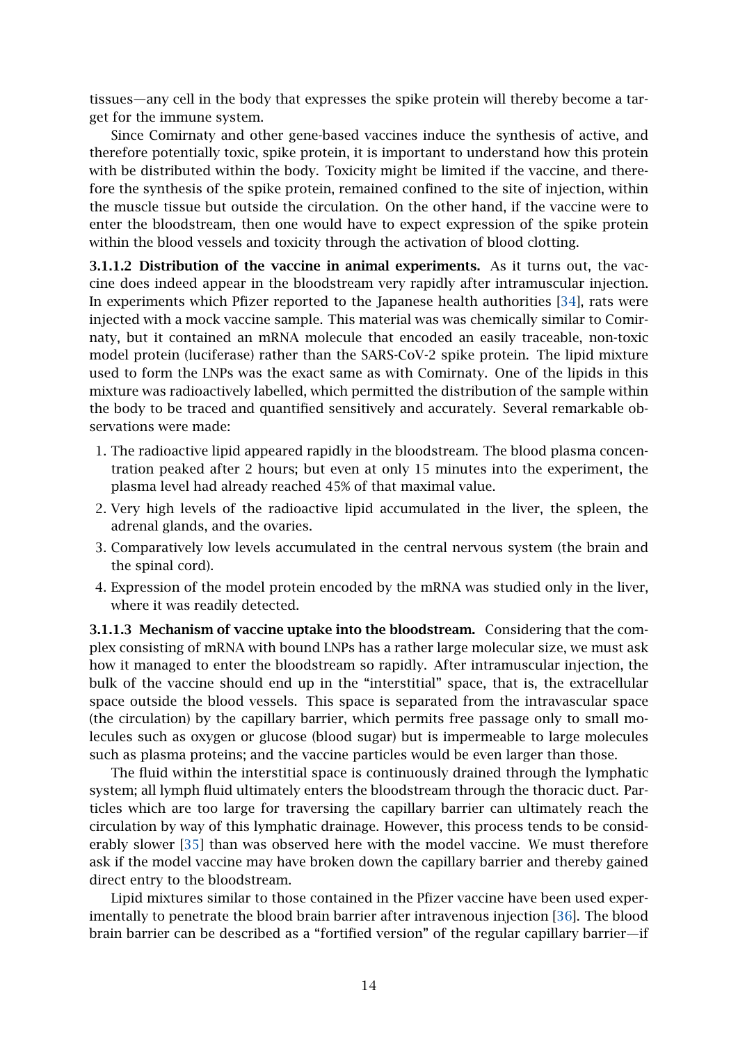tissues—any cell in the body that expresses the spike protein will thereby become a target for the immune system.

Since Comirnaty and other gene-based vaccines induce the synthesis of active, and therefore potentially toxic, spike protein, it is important to understand how this protein with be distributed within the body. Toxicity might be limited if the vaccine, and therefore the synthesis of the spike protein, remained confined to the site of injection, within the muscle tissue but outside the circulation. On the other hand, if the vaccine were to enter the bloodstream, then one would have to expect expression of the spike protein within the blood vessels and toxicity through the activation of blood clotting.

**3.1.1.2 Distribution of the vaccine in animal experiments.** As it turns out, the vaccine does indeed appear in the bloodstream very rapidly after intramuscular injection. In experiments which Pfizer reported to the Japanese health authorities [34], rats were injected with a mock vaccine sample. This material was was chemically similar to Comirnaty, but it contained an mRNA molecule that encoded an easily traceable, non-toxic model protein (luciferase) rather than the SARS-CoV-2 spike protein. The lipid mixture used to form the LNPs was the exact same as with Comirnaty. One of the lipids in this mixture was radioactively labelled, which permitted the distribution of the sample within the body to be traced and quantified sensitively and accurately. Several remarkable observations were made:

1. The radioactive lipid appeared rapidly in the bloodstream. The blood plasma concentration peaked after 2 hours; but even at only 15 minutes into the experiment, the plasma level had already reached 45% of that maximal value.
2. Very high levels of the radioactive lipid accumulated in the liver, the spleen, the adrenal glands, and the ovaries.
3. Comparatively low levels accumulated in the central nervous system (the brain and the spinal cord).
4. Expression of the model protein encoded by the mRNA was studied only in the liver, where it was readily detected.

**3.1.1.3 Mechanism of vaccine uptake into the bloodstream.** Considering that the complex consisting of mRNA with bound LNPs has a rather large molecular size, we must ask how it managed to enter the bloodstream so rapidly. After intramuscular injection, the bulk of the vaccine should end up in the "interstitial" space, that is, the extracellular space outside the blood vessels. This space is separated from the intravascular space (the circulation) by the capillary barrier, which permits free passage only to small molecules such as oxygen or glucose (blood sugar) but is impermeable to large molecules such as plasma proteins; and the vaccine particles would be even larger than those.

The fluid within the interstitial space is continuously drained through the lymphatic system; all lymph fluid ultimately enters the bloodstream through the thoracic duct. Particles which are too large for traversing the capillary barrier can ultimately reach the circulation by way of this lymphatic drainage. However, this process tends to be considerably slower [35] than was observed here with the model vaccine. We must therefore ask if the model vaccine may have broken down the capillary barrier and thereby gained direct entry to the bloodstream.

Lipid mixtures similar to those contained in the Pfizer vaccine have been used experimentally to penetrate the blood brain barrier after intravenous injection [36]. The blood brain barrier can be described as a "fortified version" of the regular capillary barrier—if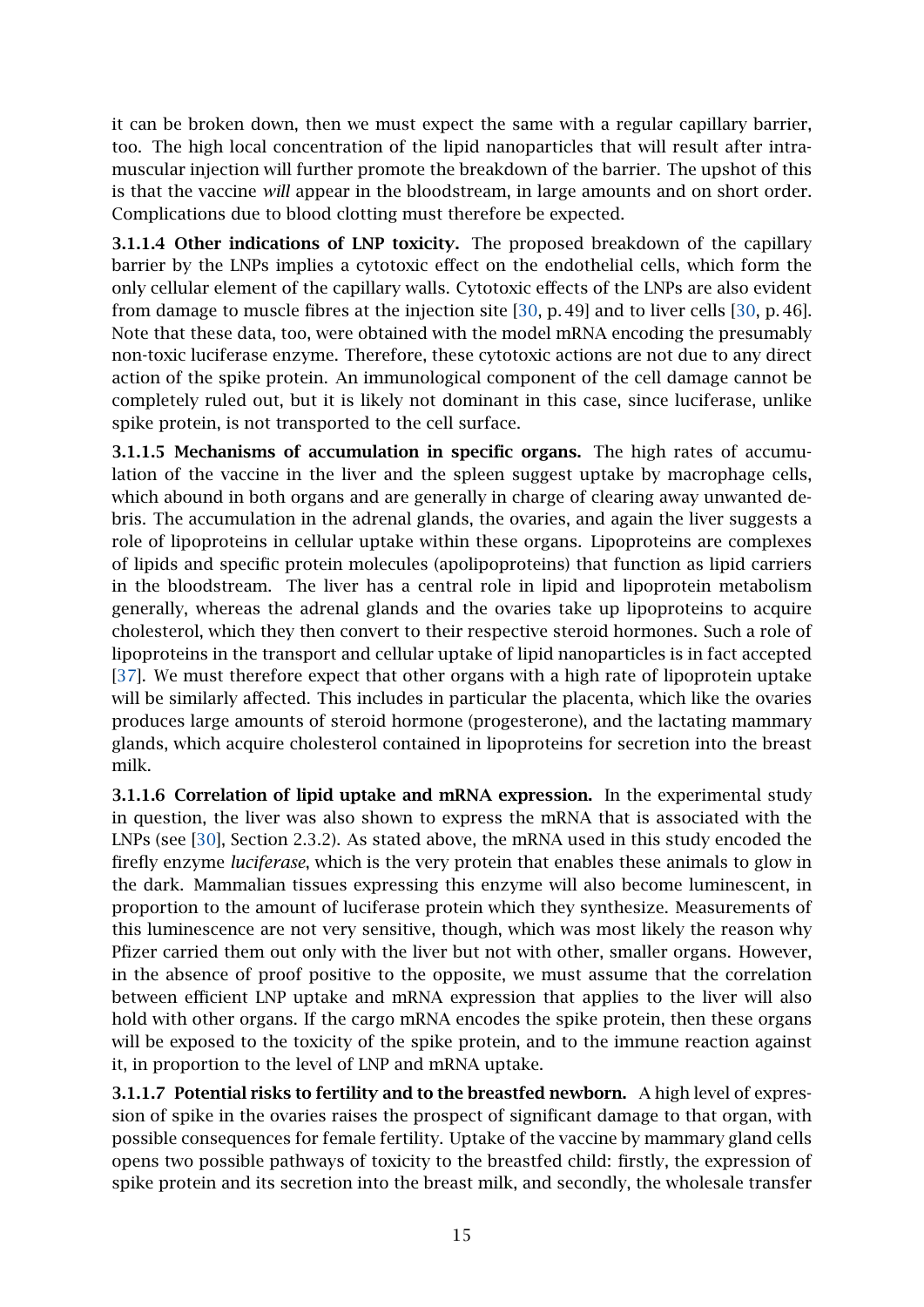it can be broken down, then we must expect the same with a regular capillary barrier, too. The high local concentration of the lipid nanoparticles that will result after intramuscular injection will further promote the breakdown of the barrier. The upshot of this is that the vaccine *will* appear in the bloodstream, in large amounts and on short order. Complications due to blood clotting must therefore be expected.

**3.1.1.4 Other indications of LNP toxicity.** The proposed breakdown of the capillary barrier by the LNPs implies a cytotoxic effect on the endothelial cells, which form the only cellular element of the capillary walls. Cytotoxic effects of the LNPs are also evident from damage to muscle fibres at the injection site [30, p. 49] and to liver cells [30, p. 46]. Note that these data, too, were obtained with the model mRNA encoding the presumably non-toxic luciferase enzyme. Therefore, these cytotoxic actions are not due to any direct action of the spike protein. An immunological component of the cell damage cannot be completely ruled out, but it is likely not dominant in this case, since luciferase, unlike spike protein, is not transported to the cell surface.

**3.1.1.5 Mechanisms of accumulation in specific organs.** The high rates of accumulation of the vaccine in the liver and the spleen suggest uptake by macrophage cells, which abound in both organs and are generally in charge of clearing away unwanted debris. The accumulation in the adrenal glands, the ovaries, and again the liver suggests a role of lipoproteins in cellular uptake within these organs. Lipoproteins are complexes of lipids and specific protein molecules (apolipoproteins) that function as lipid carriers in the bloodstream. The liver has a central role in lipid and lipoprotein metabolism generally, whereas the adrenal glands and the ovaries take up lipoproteins to acquire cholesterol, which they then convert to their respective steroid hormones. Such a role of lipoproteins in the transport and cellular uptake of lipid nanoparticles is in fact accepted [37]. We must therefore expect that other organs with a high rate of lipoprotein uptake will be similarly affected. This includes in particular the placenta, which like the ovaries produces large amounts of steroid hormone (progesterone), and the lactating mammary glands, which acquire cholesterol contained in lipoproteins for secretion into the breast milk.

**3.1.1.6 Correlation of lipid uptake and mRNA expression.** In the experimental study in question, the liver was also shown to express the mRNA that is associated with the LNPs (see [30], Section 2.3.2). As stated above, the mRNA used in this study encoded the firefly enzyme *luciferase*, which is the very protein that enables these animals to glow in the dark. Mammalian tissues expressing this enzyme will also become luminescent, in proportion to the amount of luciferase protein which they synthesize. Measurements of this luminescence are not very sensitive, though, which was most likely the reason why Pfizer carried them out only with the liver but not with other, smaller organs. However, in the absence of proof positive to the opposite, we must assume that the correlation between efficient LNP uptake and mRNA expression that applies to the liver will also hold with other organs. If the cargo mRNA encodes the spike protein, then these organs will be exposed to the toxicity of the spike protein, and to the immune reaction against it, in proportion to the level of LNP and mRNA uptake.

**3.1.1.7 Potential risks to fertility and to the breastfed newborn.** A high level of expression of spike in the ovaries raises the prospect of significant damage to that organ, with possible consequences for female fertility. Uptake of the vaccine by mammary gland cells opens two possible pathways of toxicity to the breastfed child: firstly, the expression of spike protein and its secretion into the breast milk, and secondly, the wholesale transfer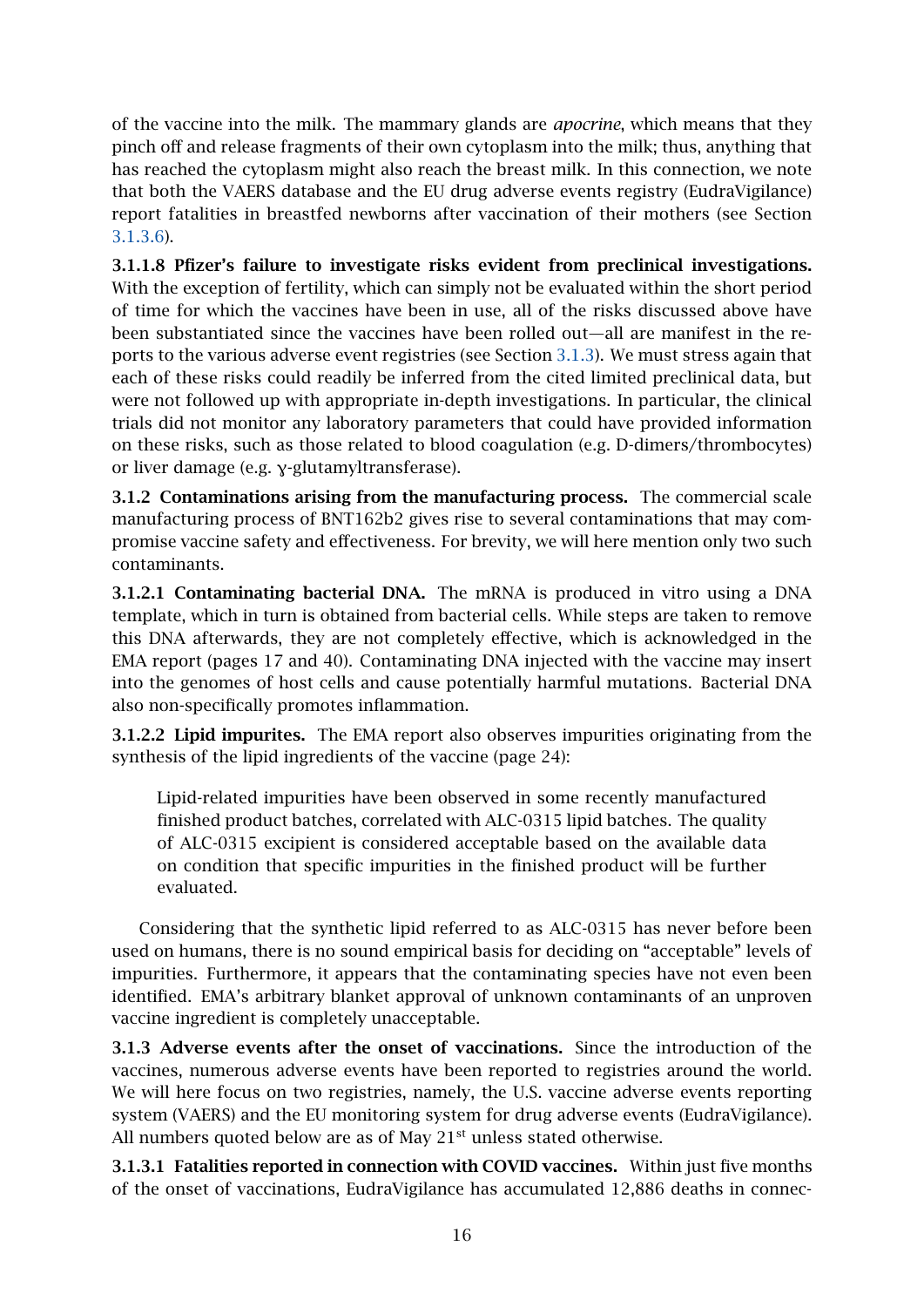of the vaccine into the milk. The mammary glands are *apocrine*, which means that they pinch off and release fragments of their own cytoplasm into the milk; thus, anything that has reached the cytoplasm might also reach the breast milk. In this connection, we note that both the VAERS database and the EU drug adverse events registry (EudraVigilance) report fatalities in breastfed newborns after vaccination of their mothers (see Section 3.1.3.6).

**3.1.1.8 Pfizer's failure to investigate risks evident from preclinical investigations.** With the exception of fertility, which can simply not be evaluated within the short period of time for which the vaccines have been in use, all of the risks discussed above have been substantiated since the vaccines have been rolled out—all are manifest in the reports to the various adverse event registries (see Section 3.1.3). We must stress again that each of these risks could readily be inferred from the cited limited preclinical data, but were not followed up with appropriate in-depth investigations. In particular, the clinical trials did not monitor any laboratory parameters that could have provided information on these risks, such as those related to blood coagulation (e.g. D-dimers/thrombocytes) or liver damage (e.g. γ-glutamyltransferase).

**3.1.2 Contaminations arising from the manufacturing process.** The commercial scale manufacturing process of BNT162b2 gives rise to several contaminations that may compromise vaccine safety and effectiveness. For brevity, we will here mention only two such contaminants.

**3.1.2.1 Contaminating bacterial DNA.** The mRNA is produced in vitro using a DNA template, which in turn is obtained from bacterial cells. While steps are taken to remove this DNA afterwards, they are not completely effective, which is acknowledged in the EMA report (pages 17 and 40). Contaminating DNA injected with the vaccine may insert into the genomes of host cells and cause potentially harmful mutations. Bacterial DNA also non-specifically promotes inflammation.

**3.1.2.2 Lipid impurites.** The EMA report also observes impurities originating from the synthesis of the lipid ingredients of the vaccine (page 24):

> Lipid-related impurities have been observed in some recently manufactured finished product batches, correlated with ALC-0315 lipid batches. The quality of ALC-0315 excipient is considered acceptable based on the available data on condition that specific impurities in the finished product will be further evaluated.

Considering that the synthetic lipid referred to as ALC-0315 has never before been used on humans, there is no sound empirical basis for deciding on "acceptable" levels of impurities. Furthermore, it appears that the contaminating species have not even been identified. EMA's arbitrary blanket approval of unknown contaminants of an unproven vaccine ingredient is completely unacceptable.

**3.1.3 Adverse events after the onset of vaccinations.** Since the introduction of the vaccines, numerous adverse events have been reported to registries around the world. We will here focus on two registries, namely, the U.S. vaccine adverse events reporting system (VAERS) and the EU monitoring system for drug adverse events (EudraVigilance). All numbers quoted below are as of May 21st unless stated otherwise.

**3.1.3.1 Fatalities reported in connection with COVID vaccines.** Within just five months of the onset of vaccinations, EudraVigilance has accumulated 12,886 deaths in connec-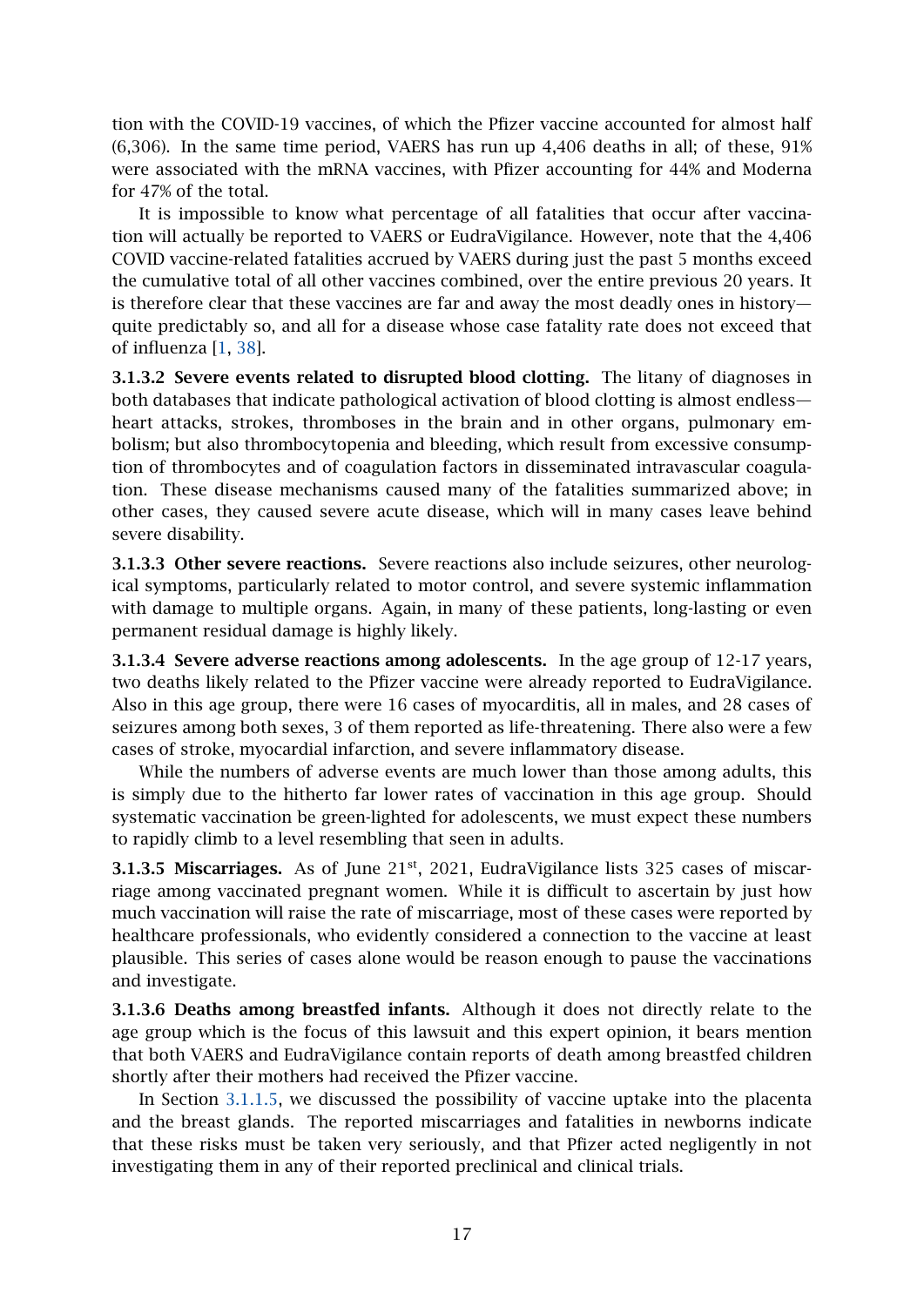tion with the COVID-19 vaccines, of which the Pfizer vaccine accounted for almost half (6,306). In the same time period, VAERS has run up 4,406 deaths in all; of these, 91% were associated with the mRNA vaccines, with Pfizer accounting for 44% and Moderna for 47% of the total.

It is impossible to know what percentage of all fatalities that occur after vaccination will actually be reported to VAERS or EudraVigilance. However, note that the 4,406 COVID vaccine-related fatalities accrued by VAERS during just the past 5 months exceed the cumulative total of all other vaccines combined, over the entire previous 20 years. It is therefore clear that these vaccines are far and away the most deadly ones in history—quite predictably so, and all for a disease whose case fatality rate does not exceed that of influenza [1, 38].

**3.1.3.2 Severe events related to disrupted blood clotting.** The litany of diagnoses in both databases that indicate pathological activation of blood clotting is almost endless—heart attacks, strokes, thromboses in the brain and in other organs, pulmonary embolism; but also thrombocytopenia and bleeding, which result from excessive consumption of thrombocytes and of coagulation factors in disseminated intravascular coagulation. These disease mechanisms caused many of the fatalities summarized above; in other cases, they caused severe acute disease, which will in many cases leave behind severe disability.

**3.1.3.3 Other severe reactions.** Severe reactions also include seizures, other neurological symptoms, particularly related to motor control, and severe systemic inflammation with damage to multiple organs. Again, in many of these patients, long-lasting or even permanent residual damage is highly likely.

**3.1.3.4 Severe adverse reactions among adolescents.** In the age group of 12-17 years, two deaths likely related to the Pfizer vaccine were already reported to EudraVigilance. Also in this age group, there were 16 cases of myocarditis, all in males, and 28 cases of seizures among both sexes, 3 of them reported as life-threatening. There also were a few cases of stroke, myocardial infarction, and severe inflammatory disease.

While the numbers of adverse events are much lower than those among adults, this is simply due to the hitherto far lower rates of vaccination in this age group. Should systematic vaccination be green-lighted for adolescents, we must expect these numbers to rapidly climb to a level resembling that seen in adults.

**3.1.3.5 Miscarriages.** As of June 21st, 2021, EudraVigilance lists 325 cases of miscarriage among vaccinated pregnant women. While it is difficult to ascertain by just how much vaccination will raise the rate of miscarriage, most of these cases were reported by healthcare professionals, who evidently considered a connection to the vaccine at least plausible. This series of cases alone would be reason enough to pause the vaccinations and investigate.

**3.1.3.6 Deaths among breastfed infants.** Although it does not directly relate to the age group which is the focus of this lawsuit and this expert opinion, it bears mention that both VAERS and EudraVigilance contain reports of death among breastfed children shortly after their mothers had received the Pfizer vaccine.

In Section 3.1.1.5, we discussed the possibility of vaccine uptake into the placenta and the breast glands. The reported miscarriages and fatalities in newborns indicate that these risks must be taken very seriously, and that Pfizer acted negligently in not investigating them in any of their reported preclinical and clinical trials.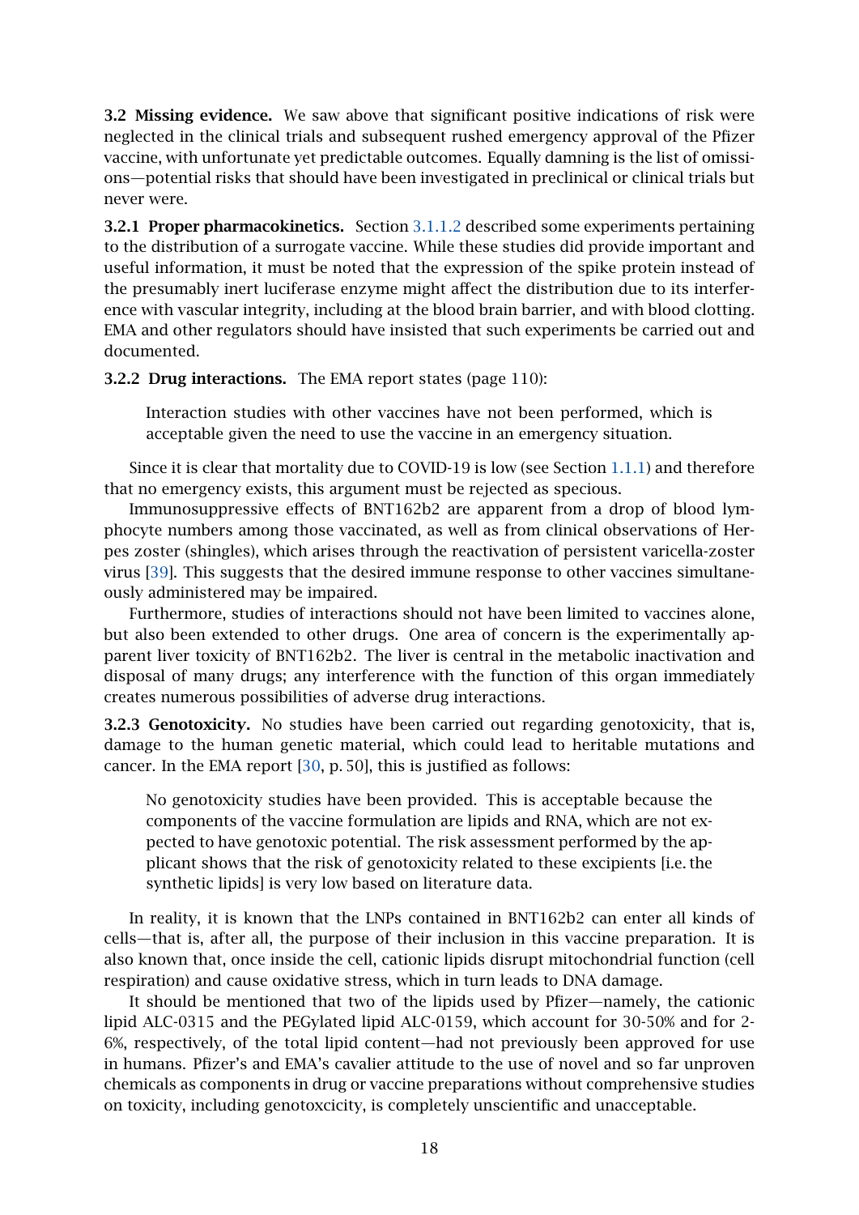**3.2 Missing evidence.** We saw above that significant positive indications of risk were neglected in the clinical trials and subsequent rushed emergency approval of the Pfizer vaccine, with unfortunate yet predictable outcomes. Equally damning is the list of omissions—potential risks that should have been investigated in preclinical or clinical trials but never were.

**3.2.1 Proper pharmacokinetics.** Section 3.1.1.2 described some experiments pertaining to the distribution of a surrogate vaccine. While these studies did provide important and useful information, it must be noted that the expression of the spike protein instead of the presumably inert luciferase enzyme might affect the distribution due to its interference with vascular integrity, including at the blood brain barrier, and with blood clotting. EMA and other regulators should have insisted that such experiments be carried out and documented.

**3.2.2 Drug interactions.** The EMA report states (page 110):

> Interaction studies with other vaccines have not been performed, which is acceptable given the need to use the vaccine in an emergency situation.

Since it is clear that mortality due to COVID-19 is low (see Section 1.1.1) and therefore that no emergency exists, this argument must be rejected as specious.

Immunosuppressive effects of BNT162b2 are apparent from a drop of blood lymphocyte numbers among those vaccinated, as well as from clinical observations of Herpes zoster (shingles), which arises through the reactivation of persistent varicella-zoster virus [39]. This suggests that the desired immune response to other vaccines simultaneously administered may be impaired.

Furthermore, studies of interactions should not have been limited to vaccines alone, but also been extended to other drugs. One area of concern is the experimentally apparent liver toxicity of BNT162b2. The liver is central in the metabolic inactivation and disposal of many drugs; any interference with the function of this organ immediately creates numerous possibilities of adverse drug interactions.

**3.2.3 Genotoxicity.** No studies have been carried out regarding genotoxicity, that is, damage to the human genetic material, which could lead to heritable mutations and cancer. In the EMA report [30, p. 50], this is justified as follows:

> No genotoxicity studies have been provided. This is acceptable because the components of the vaccine formulation are lipids and RNA, which are not expected to have genotoxic potential. The risk assessment performed by the applicant shows that the risk of genotoxicity related to these excipients [i.e. the synthetic lipids] is very low based on literature data.

In reality, it is known that the LNPs contained in BNT162b2 can enter all kinds of cells—that is, after all, the purpose of their inclusion in this vaccine preparation. It is also known that, once inside the cell, cationic lipids disrupt mitochondrial function (cell respiration) and cause oxidative stress, which in turn leads to DNA damage.

It should be mentioned that two of the lipids used by Pfizer—namely, the cationic lipid ALC-0315 and the PEGylated lipid ALC-0159, which account for 30-50% and for 2-6%, respectively, of the total lipid content—had not previously been approved for use in humans. Pfizer's and EMA's cavalier attitude to the use of novel and so far unproven chemicals as components in drug or vaccine preparations without comprehensive studies on toxicity, including genotoxcicity, is completely unscientific and unacceptable.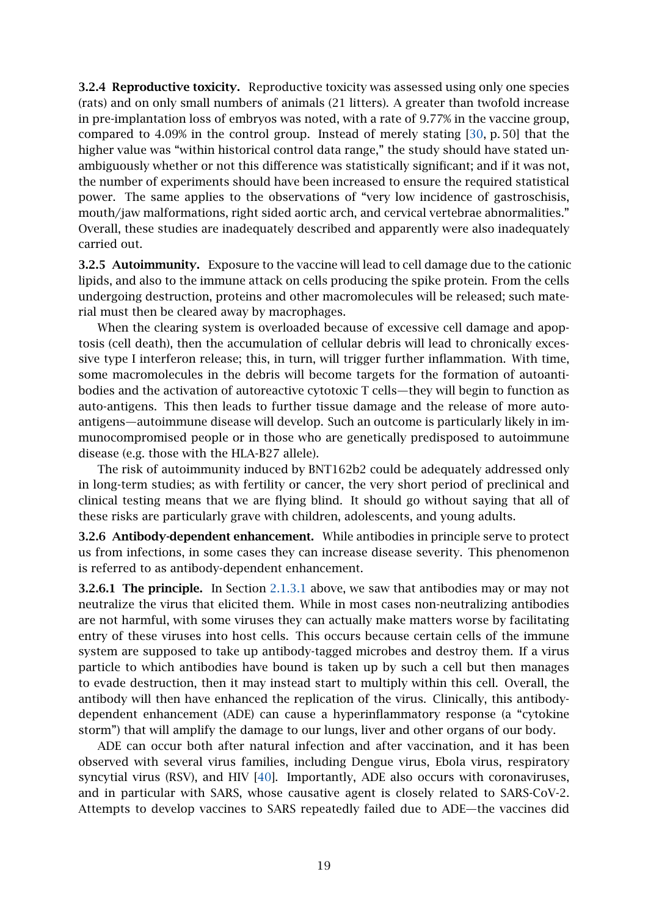**3.2.4 Reproductive toxicity.** Reproductive toxicity was assessed using only one species (rats) and on only small numbers of animals (21 litters). A greater than twofold increase in pre-implantation loss of embryos was noted, with a rate of 9.77% in the vaccine group, compared to 4.09% in the control group. Instead of merely stating [30, p. 50] that the higher value was "within historical control data range," the study should have stated unambiguously whether or not this difference was statistically significant; and if it was not, the number of experiments should have been increased to ensure the required statistical power. The same applies to the observations of "very low incidence of gastroschisis, mouth/jaw malformations, right sided aortic arch, and cervical vertebrae abnormalities." Overall, these studies are inadequately described and apparently were also inadequately carried out.

**3.2.5 Autoimmunity.** Exposure to the vaccine will lead to cell damage due to the cationic lipids, and also to the immune attack on cells producing the spike protein. From the cells undergoing destruction, proteins and other macromolecules will be released; such material must then be cleared away by macrophages.

When the clearing system is overloaded because of excessive cell damage and apoptosis (cell death), then the accumulation of cellular debris will lead to chronically excessive type I interferon release; this, in turn, will trigger further inflammation. With time, some macromolecules in the debris will become targets for the formation of autoantibodies and the activation of autoreactive cytotoxic T cells—they will begin to function as auto-antigens. This then leads to further tissue damage and the release of more auto-antigens—autoimmune disease will develop. Such an outcome is particularly likely in immunocompromised people or in those who are genetically predisposed to autoimmune disease (e.g. those with the HLA-B27 allele).

The risk of autoimmunity induced by BNT162b2 could be adequately addressed only in long-term studies; as with fertility or cancer, the very short period of preclinical and clinical testing means that we are flying blind. It should go without saying that all of these risks are particularly grave with children, adolescents, and young adults.

**3.2.6 Antibody-dependent enhancement.** While antibodies in principle serve to protect us from infections, in some cases they can increase disease severity. This phenomenon is referred to as antibody-dependent enhancement.

**3.2.6.1 The principle.** In Section 2.1.3.1 above, we saw that antibodies may or may not neutralize the virus that elicited them. While in most cases non-neutralizing antibodies are not harmful, with some viruses they can actually make matters worse by facilitating entry of these viruses into host cells. This occurs because certain cells of the immune system are supposed to take up antibody-tagged microbes and destroy them. If a virus particle to which antibodies have bound is taken up by such a cell but then manages to evade destruction, then it may instead start to multiply within this cell. Overall, the antibody will then have enhanced the replication of the virus. Clinically, this antibody-dependent enhancement (ADE) can cause a hyperinflammatory response (a "cytokine storm") that will amplify the damage to our lungs, liver and other organs of our body.

ADE can occur both after natural infection and after vaccination, and it has been observed with several virus families, including Dengue virus, Ebola virus, respiratory syncytial virus (RSV), and HIV [40]. Importantly, ADE also occurs with coronaviruses, and in particular with SARS, whose causative agent is closely related to SARS-CoV-2. Attempts to develop vaccines to SARS repeatedly failed due to ADE—the vaccines did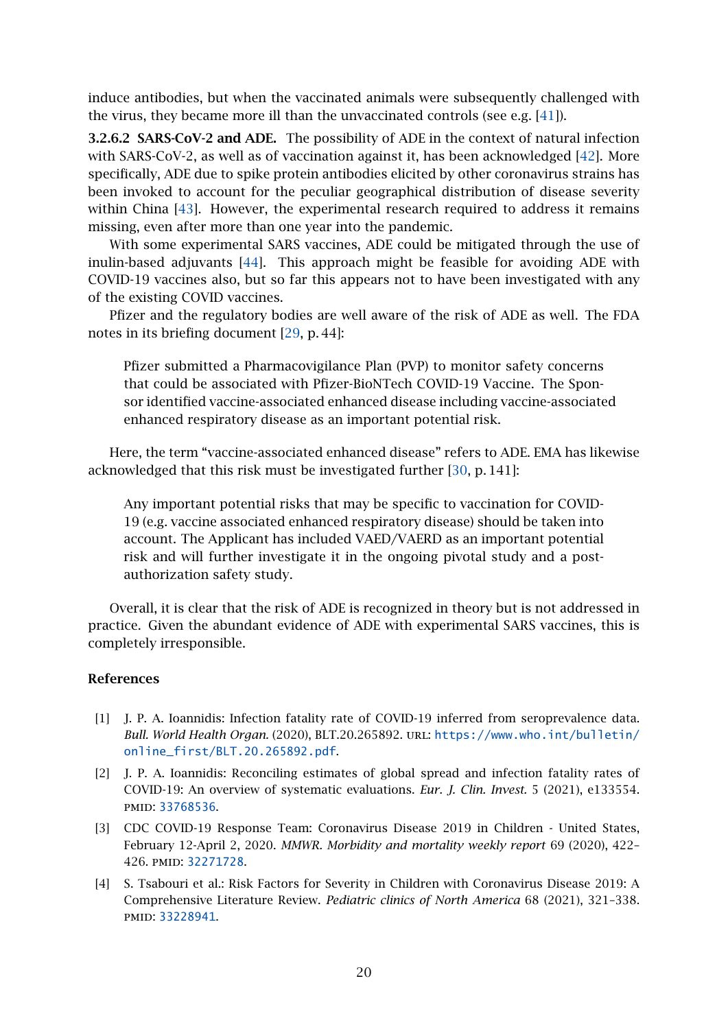induce antibodies, but when the vaccinated animals were subsequently challenged with the virus, they became more ill than the unvaccinated controls (see e.g. [41]).

#### 3.2.6.2 SARS-CoV-2 and ADE.

The possibility of ADE in the context of natural infection with SARS-CoV-2, as well as of vaccination against it, has been acknowledged [42]. More specifically, ADE due to spike protein antibodies elicited by other coronavirus strains has been invoked to account for the peculiar geographical distribution of disease severity within China [43]. However, the experimental research required to address it remains missing, even after more than one year into the pandemic.

With some experimental SARS vaccines, ADE could be mitigated through the use of inulin-based adjuvants [44]. This approach might be feasible for avoiding ADE with COVID-19 vaccines also, but so far this appears not to have been investigated with any of the existing COVID vaccines.

Pfizer and the regulatory bodies are well aware of the risk of ADE as well. The FDA notes in its briefing document [29, p. 44]:

> Pfizer submitted a Pharmacovigilance Plan (PVP) to monitor safety concerns that could be associated with Pfizer-BioNTech COVID-19 Vaccine. The Sponsor identified vaccine-associated enhanced disease including vaccine-associated enhanced respiratory disease as an important potential risk.

Here, the term "vaccine-associated enhanced disease" refers to ADE. EMA has likewise acknowledged that this risk must be investigated further [30, p. 141]:

> Any important potential risks that may be specific to vaccination for COVID-19 (e.g. vaccine associated enhanced respiratory disease) should be taken into account. The Applicant has included VAED/VAERD as an important potential risk and will further investigate it in the ongoing pivotal study and a post-authorization safety study.

Overall, it is clear that the risk of ADE is recognized in theory but is not addressed in practice. Given the abundant evidence of ADE with experimental SARS vaccines, this is completely irresponsible.

## References

[1] J. P. A. Ioannidis: Infection fatality rate of COVID-19 inferred from seroprevalence data. *Bull. World Health Organ.* (2020), BLT.20.265892. URL: https://www.who.int/bulletin/online_first/BLT.20.265892.pdf.

[2] J. P. A. Ioannidis: Reconciling estimates of global spread and infection fatality rates of COVID-19: An overview of systematic evaluations. *Eur. J. Clin. Invest.* 5 (2021), e133554. PMID: 33768536.

[3] CDC COVID-19 Response Team: Coronavirus Disease 2019 in Children - United States, February 12-April 2, 2020. *MMWR. Morbidity and mortality weekly report* 69 (2020), 422–426. PMID: 32271728.

[4] S. Tsabouri et al.: Risk Factors for Severity in Children with Coronavirus Disease 2019: A Comprehensive Literature Review. *Pediatric clinics of North America* 68 (2021), 321–338. PMID: 33228941.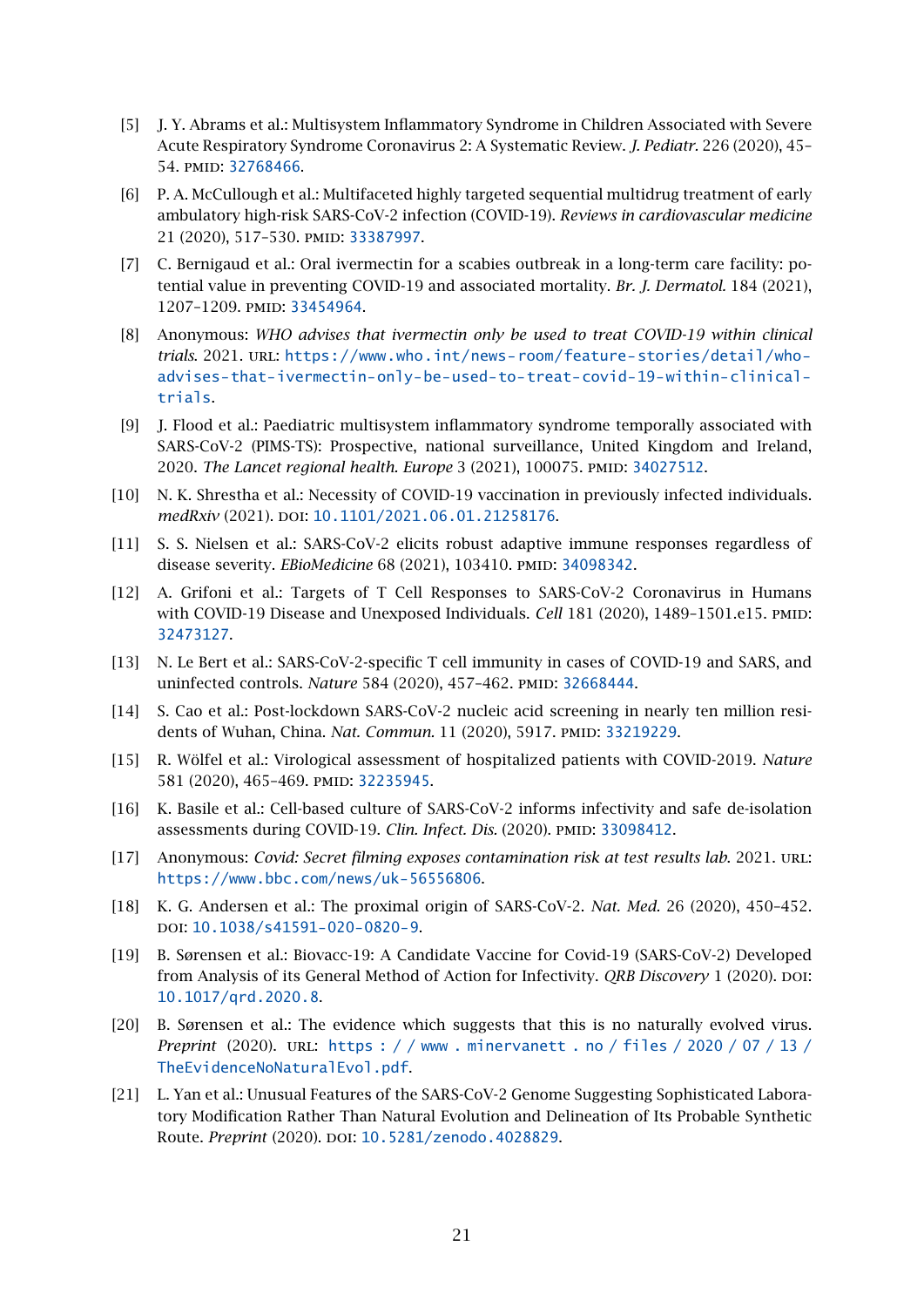[5] J. Y. Abrams et al.: Multisystem Inflammatory Syndrome in Children Associated with Severe Acute Respiratory Syndrome Coronavirus 2: A Systematic Review. *J. Pediatr.* 226 (2020), 45–54. PMID: 32768466.

[6] P. A. McCullough et al.: Multifaceted highly targeted sequential multidrug treatment of early ambulatory high-risk SARS-CoV-2 infection (COVID-19). *Reviews in cardiovascular medicine* 21 (2020), 517–530. PMID: 33387997.

[7] C. Bernigaud et al.: Oral ivermectin for a scabies outbreak in a long-term care facility: potential value in preventing COVID-19 and associated mortality. *Br. J. Dermatol.* 184 (2021), 1207–1209. PMID: 33454964.

[8] Anonymous: *WHO advises that ivermectin only be used to treat COVID-19 within clinical trials.* 2021. URL: https://www.who.int/news-room/feature-stories/detail/who-advises-that-ivermectin-only-be-used-to-treat-covid-19-within-clinical-trials.

[9] J. Flood et al.: Paediatric multisystem inflammatory syndrome temporally associated with SARS-CoV-2 (PIMS-TS): Prospective, national surveillance, United Kingdom and Ireland, 2020. *The Lancet regional health. Europe* 3 (2021), 100075. PMID: 34027512.

[10] N. K. Shrestha et al.: Necessity of COVID-19 vaccination in previously infected individuals. *medRxiv* (2021). DOI: 10.1101/2021.06.01.21258176.

[11] S. S. Nielsen et al.: SARS-CoV-2 elicits robust adaptive immune responses regardless of disease severity. *EBioMedicine* 68 (2021), 103410. PMID: 34098342.

[12] A. Grifoni et al.: Targets of T Cell Responses to SARS-CoV-2 Coronavirus in Humans with COVID-19 Disease and Unexposed Individuals. *Cell* 181 (2020), 1489–1501.e15. PMID: 32473127.

[13] N. Le Bert et al.: SARS-CoV-2-specific T cell immunity in cases of COVID-19 and SARS, and uninfected controls. *Nature* 584 (2020), 457–462. PMID: 32668444.

[14] S. Cao et al.: Post-lockdown SARS-CoV-2 nucleic acid screening in nearly ten million residents of Wuhan, China. *Nat. Commun.* 11 (2020), 5917. PMID: 33219229.

[15] R. Wölfel et al.: Virological assessment of hospitalized patients with COVID-2019. *Nature* 581 (2020), 465–469. PMID: 32235945.

[16] K. Basile et al.: Cell-based culture of SARS-CoV-2 informs infectivity and safe de-isolation assessments during COVID-19. *Clin. Infect. Dis.* (2020). PMID: 33098412.

[17] Anonymous: *Covid: Secret filming exposes contamination risk at test results lab.* 2021. URL: https://www.bbc.com/news/uk-56556806.

[18] K. G. Andersen et al.: The proximal origin of SARS-CoV-2. *Nat. Med.* 26 (2020), 450–452. DOI: 10.1038/s41591-020-0820-9.

[19] B. Sørensen et al.: Biovacc-19: A Candidate Vaccine for Covid-19 (SARS-CoV-2) Developed from Analysis of its General Method of Action for Infectivity. *QRB Discovery* 1 (2020). DOI: 10.1017/qrd.2020.8.

[20] B. Sørensen et al.: The evidence which suggests that this is no naturally evolved virus. *Preprint* (2020). URL: https://www.minervanett.no/files/2020/07/13/TheEvidenceNoNaturalEvol.pdf.

[21] L. Yan et al.: Unusual Features of the SARS-CoV-2 Genome Suggesting Sophisticated Laboratory Modification Rather Than Natural Evolution and Delineation of Its Probable Synthetic Route. *Preprint* (2020). DOI: 10.5281/zenodo.4028829.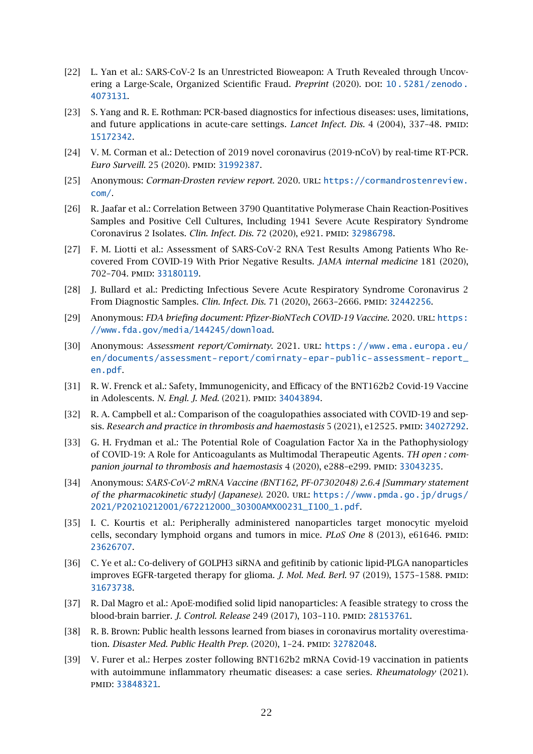[22] L. Yan et al.: SARS-CoV-2 Is an Unrestricted Bioweapon: A Truth Revealed through Uncovering a Large-Scale, Organized Scientific Fraud. *Preprint* (2020). DOI: 10.5281/zenodo.4073131.

[23] S. Yang and R. E. Rothman: PCR-based diagnostics for infectious diseases: uses, limitations, and future applications in acute-care settings. *Lancet Infect. Dis.* 4 (2004), 337–48. PMID: 15172342.

[24] V. M. Corman et al.: Detection of 2019 novel coronavirus (2019-nCoV) by real-time RT-PCR. *Euro Surveill.* 25 (2020). PMID: 31992387.

[25] Anonymous: *Corman-Drosten review report.* 2020. URL: https://cormandrostenreview.com/.

[26] R. Jaafar et al.: Correlation Between 3790 Quantitative Polymerase Chain Reaction-Positives Samples and Positive Cell Cultures, Including 1941 Severe Acute Respiratory Syndrome Coronavirus 2 Isolates. *Clin. Infect. Dis.* 72 (2020), e921. PMID: 32986798.

[27] F. M. Liotti et al.: Assessment of SARS-CoV-2 RNA Test Results Among Patients Who Recovered From COVID-19 With Prior Negative Results. *JAMA internal medicine* 181 (2020), 702–704. PMID: 33180119.

[28] J. Bullard et al.: Predicting Infectious Severe Acute Respiratory Syndrome Coronavirus 2 From Diagnostic Samples. *Clin. Infect. Dis.* 71 (2020), 2663–2666. PMID: 32442256.

[29] Anonymous: *FDA briefing document: Pfizer-BioNTech COVID-19 Vaccine.* 2020. URL: https://www.fda.gov/media/144245/download.

[30] Anonymous: *Assessment report/Comirnaty.* 2021. URL: https://www.ema.europa.eu/en/documents/assessment-report/comirnaty-epar-public-assessment-report_en.pdf.

[31] R. W. Frenck et al.: Safety, Immunogenicity, and Efficacy of the BNT162b2 Covid-19 Vaccine in Adolescents. *N. Engl. J. Med.* (2021). PMID: 34043894.

[32] R. A. Campbell et al.: Comparison of the coagulopathies associated with COVID-19 and sepsis. *Research and practice in thrombosis and haemostasis* 5 (2021), e12525. PMID: 34027292.

[33] G. H. Frydman et al.: The Potential Role of Coagulation Factor Xa in the Pathophysiology of COVID-19: A Role for Anticoagulants as Multimodal Therapeutic Agents. *TH open : companion journal to thrombosis and haemostasis* 4 (2020), e288–e299. PMID: 33043235.

[34] Anonymous: *SARS-CoV-2 mRNA Vaccine (BNT162, PF-07302048) 2.6.4 [Summary statement of the pharmacokinetic study] (Japanese).* 2020. URL: https://www.pmda.go.jp/drugs/2021/P20210212001/672212000_30300AMX00231_I100_1.pdf.

[35] I. C. Kourtis et al.: Peripherally administered nanoparticles target monocytic myeloid cells, secondary lymphoid organs and tumors in mice. *PLoS One* 8 (2013), e61646. PMID: 23626707.

[36] C. Ye et al.: Co-delivery of GOLPH3 siRNA and gefitinib by cationic lipid-PLGA nanoparticles improves EGFR-targeted therapy for glioma. *J. Mol. Med. Berl.* 97 (2019), 1575–1588. PMID: 31673738.

[37] R. Dal Magro et al.: ApoE-modified solid lipid nanoparticles: A feasible strategy to cross the blood-brain barrier. *J. Control. Release* 249 (2017), 103–110. PMID: 28153761.

[38] R. B. Brown: Public health lessons learned from biases in coronavirus mortality overestimation. *Disaster Med. Public Health Prep.* (2020), 1–24. PMID: 32782048.

[39] V. Furer et al.: Herpes zoster following BNT162b2 mRNA Covid-19 vaccination in patients with autoimmune inflammatory rheumatic diseases: a case series. *Rheumatology* (2021). PMID: 33848321.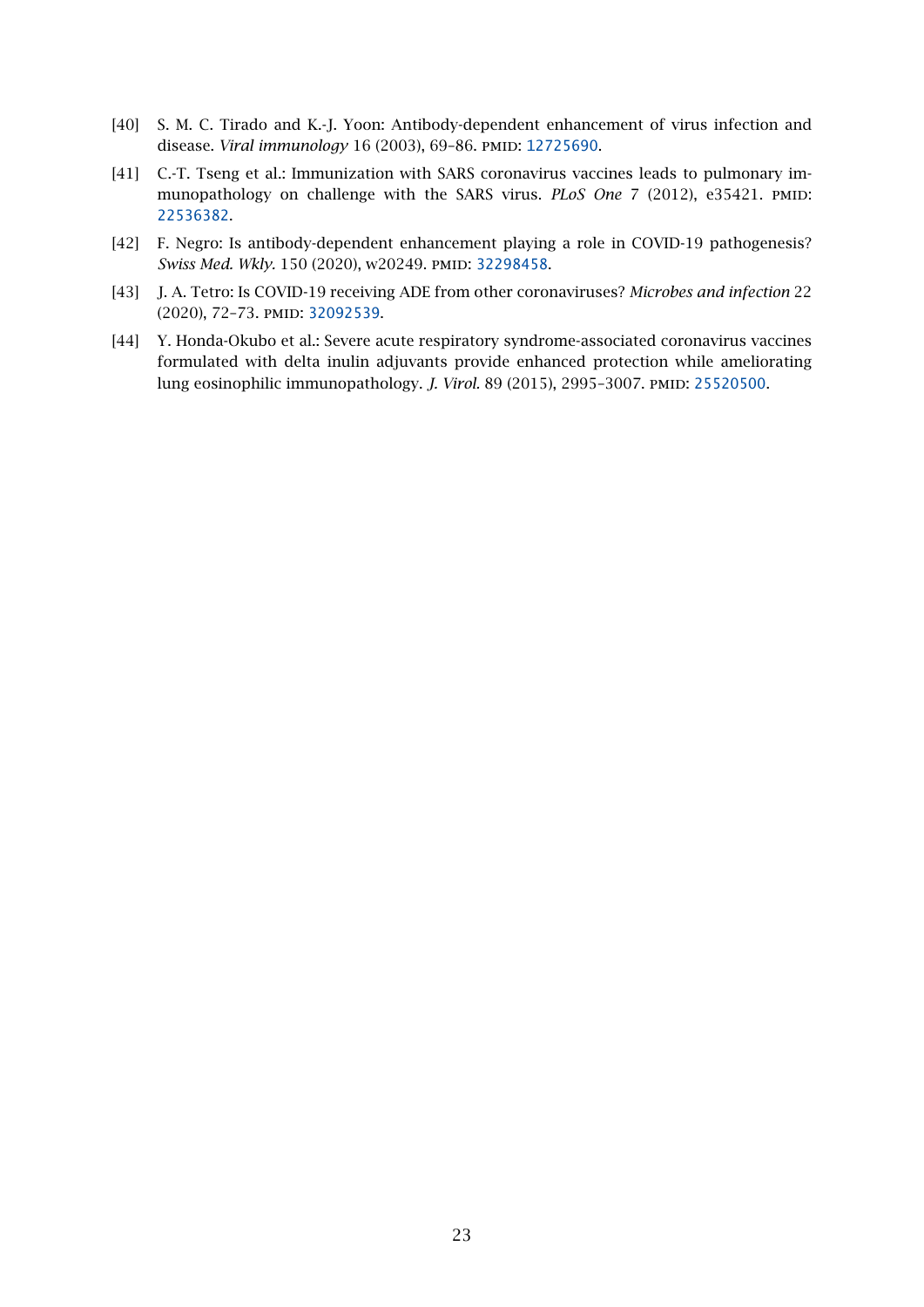[40] S. M. C. Tirado and K.-J. Yoon: Antibody-dependent enhancement of virus infection and disease. *Viral immunology* 16 (2003), 69–86. PMID: 12725690.

[41] C.-T. Tseng et al.: Immunization with SARS coronavirus vaccines leads to pulmonary immunopathology on challenge with the SARS virus. *PLoS One* 7 (2012), e35421. PMID: 22536382.

[42] F. Negro: Is antibody-dependent enhancement playing a role in COVID-19 pathogenesis? *Swiss Med. Wkly.* 150 (2020), w20249. PMID: 32298458.

[43] J. A. Tetro: Is COVID-19 receiving ADE from other coronaviruses? *Microbes and infection* 22 (2020), 72–73. PMID: 32092539.

[44] Y. Honda-Okubo et al.: Severe acute respiratory syndrome-associated coronavirus vaccines formulated with delta inulin adjuvants provide enhanced protection while ameliorating lung eosinophilic immunopathology. *J. Virol.* 89 (2015), 2995–3007. PMID: 25520500.